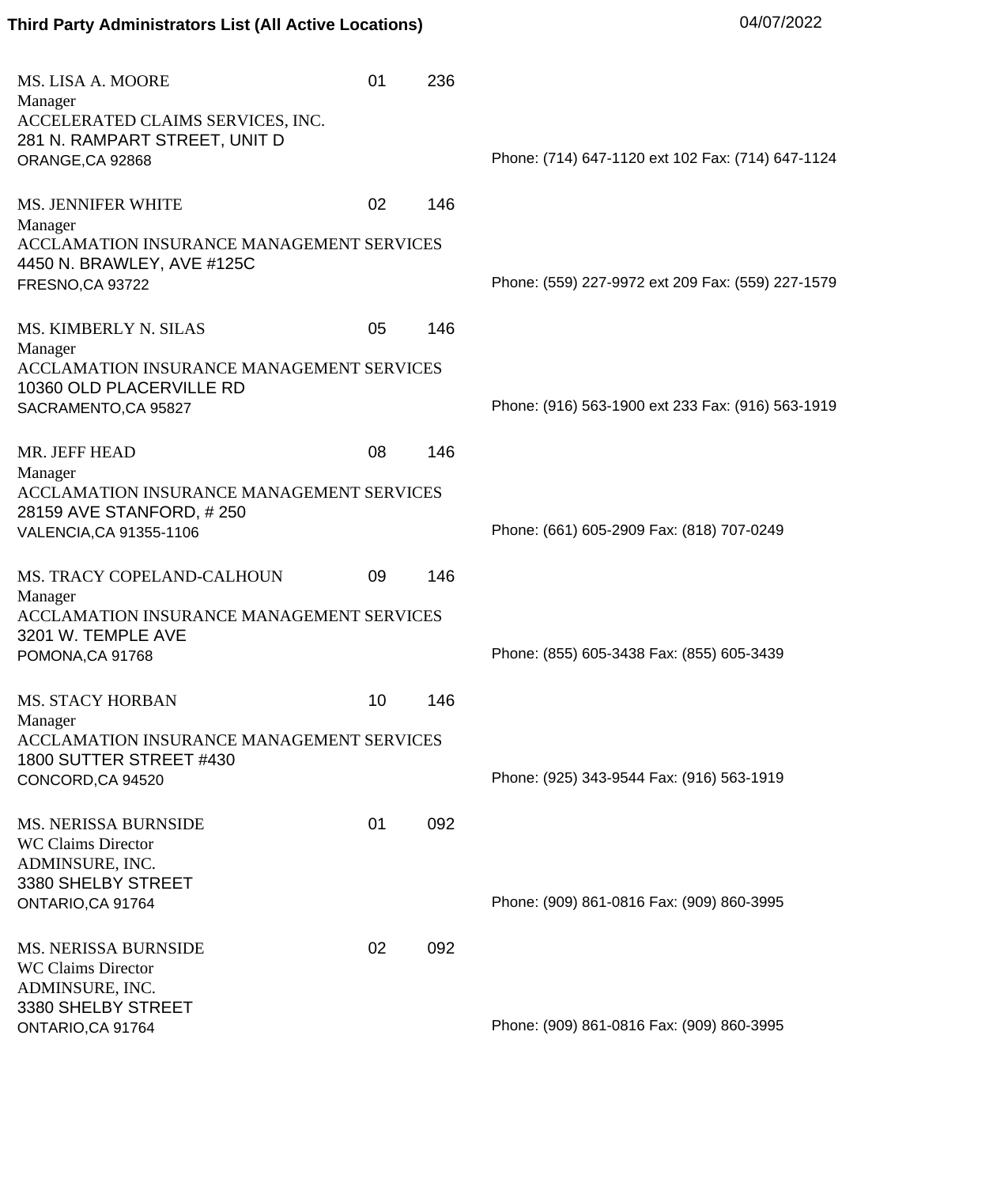# Third Party Administrators List (All Active Locations)

04/07/2022

MS. LISA A. MOORE 01 236
Manager
ACCELERATED CLAIMS SERVICES, INC.
281 N. RAMPART STREET, UNIT D
ORANGE,CA 92868
Phone: (714) 647-1120 ext 102 Fax: (714) 647-1124

MS. JENNIFER WHITE 02 146
Manager
ACCLAMATION INSURANCE MANAGEMENT SERVICES
4450 N. BRAWLEY, AVE #125C
FRESNO,CA 93722
Phone: (559) 227-9972 ext 209 Fax: (559) 227-1579

MS. KIMBERLY N. SILAS 05 146
Manager
ACCLAMATION INSURANCE MANAGEMENT SERVICES
10360 OLD PLACERVILLE RD
SACRAMENTO,CA 95827
Phone: (916) 563-1900 ext 233 Fax: (916) 563-1919

MR. JEFF HEAD 08 146
Manager
ACCLAMATION INSURANCE MANAGEMENT SERVICES
28159 AVE STANFORD, # 250
VALENCIA,CA 91355-1106
Phone: (661) 605-2909 Fax: (818) 707-0249

MS. TRACY COPELAND-CALHOUN 09 146
Manager
ACCLAMATION INSURANCE MANAGEMENT SERVICES
3201 W. TEMPLE AVE
POMONA,CA 91768
Phone: (855) 605-3438 Fax: (855) 605-3439

MS. STACY HORBAN 10 146
Manager
ACCLAMATION INSURANCE MANAGEMENT SERVICES
1800 SUTTER STREET #430
CONCORD,CA 94520
Phone: (925) 343-9544 Fax: (916) 563-1919

MS. NERISSA BURNSIDE 01 092
WC Claims Director
ADMINSURE, INC.
3380 SHELBY STREET
ONTARIO,CA 91764
Phone: (909) 861-0816 Fax: (909) 860-3995

MS. NERISSA BURNSIDE 02 092
WC Claims Director
ADMINSURE, INC.
3380 SHELBY STREET
ONTARIO,CA 91764
Phone: (909) 861-0816 Fax: (909) 860-3995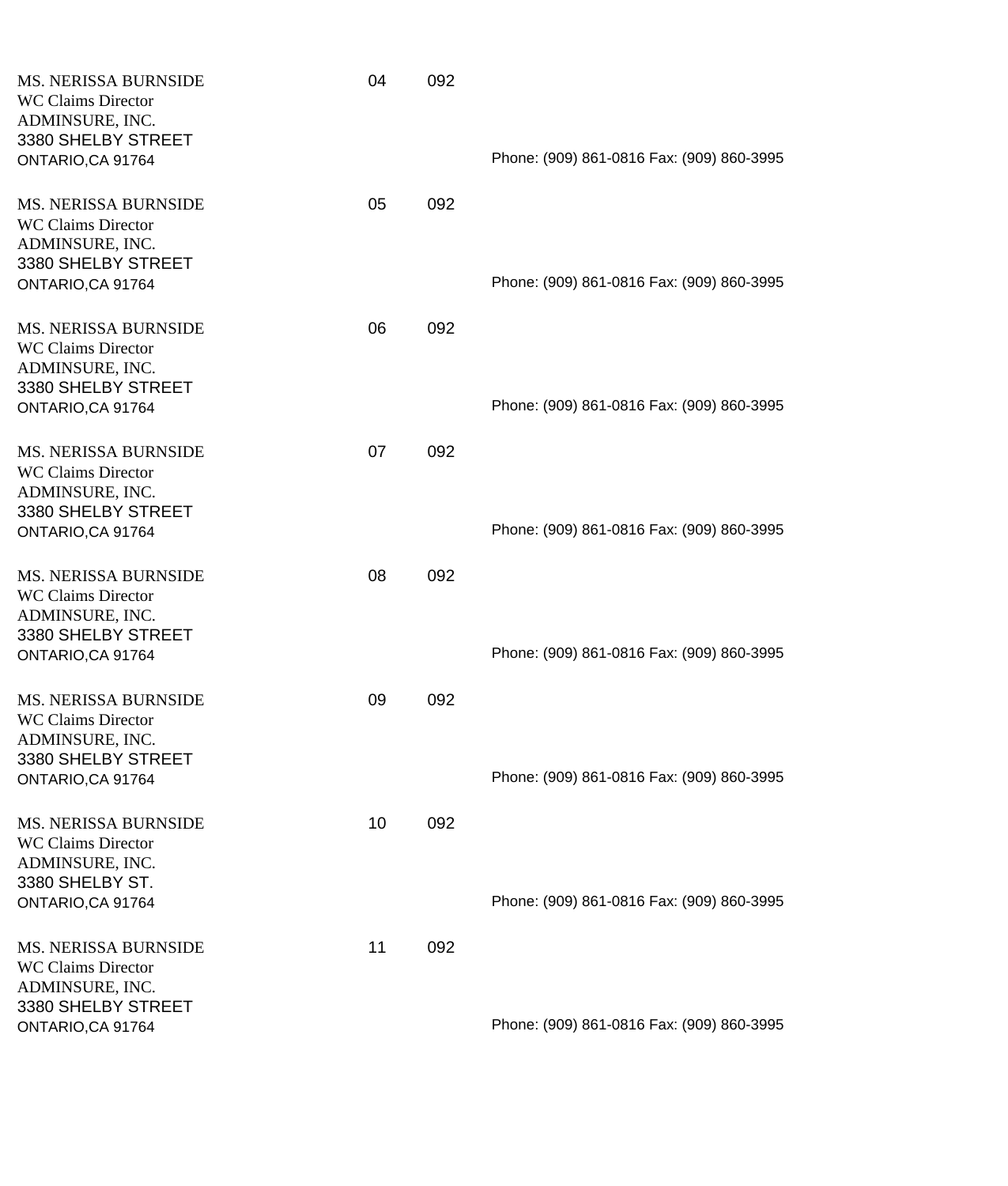| Contact | Code 1 | Code 2 | Phone/Fax |
|---|---|---|---|
| MS. NERISSA BURNSIDE<br>WC Claims Director<br>ADMINSURE, INC.<br>3380 SHELBY STREET<br>ONTARIO,CA 91764 | 04 | 092 | Phone: (909) 861-0816 Fax: (909) 860-3995 |
| MS. NERISSA BURNSIDE<br>WC Claims Director<br>ADMINSURE, INC.<br>3380 SHELBY STREET<br>ONTARIO,CA 91764 | 05 | 092 | Phone: (909) 861-0816 Fax: (909) 860-3995 |
| MS. NERISSA BURNSIDE<br>WC Claims Director<br>ADMINSURE, INC.<br>3380 SHELBY STREET<br>ONTARIO,CA 91764 | 06 | 092 | Phone: (909) 861-0816 Fax: (909) 860-3995 |
| MS. NERISSA BURNSIDE<br>WC Claims Director<br>ADMINSURE, INC.<br>3380 SHELBY STREET<br>ONTARIO,CA 91764 | 07 | 092 | Phone: (909) 861-0816 Fax: (909) 860-3995 |
| MS. NERISSA BURNSIDE<br>WC Claims Director<br>ADMINSURE, INC.<br>3380 SHELBY STREET<br>ONTARIO,CA 91764 | 08 | 092 | Phone: (909) 861-0816 Fax: (909) 860-3995 |
| MS. NERISSA BURNSIDE<br>WC Claims Director<br>ADMINSURE, INC.<br>3380 SHELBY STREET<br>ONTARIO,CA 91764 | 09 | 092 | Phone: (909) 861-0816 Fax: (909) 860-3995 |
| MS. NERISSA BURNSIDE<br>WC Claims Director<br>ADMINSURE, INC.<br>3380 SHELBY ST.<br>ONTARIO,CA 91764 | 10 | 092 | Phone: (909) 861-0816 Fax: (909) 860-3995 |
| MS. NERISSA BURNSIDE<br>WC Claims Director<br>ADMINSURE, INC.<br>3380 SHELBY STREET<br>ONTARIO,CA 91764 | 11 | 092 | Phone: (909) 861-0816 Fax: (909) 860-3995 |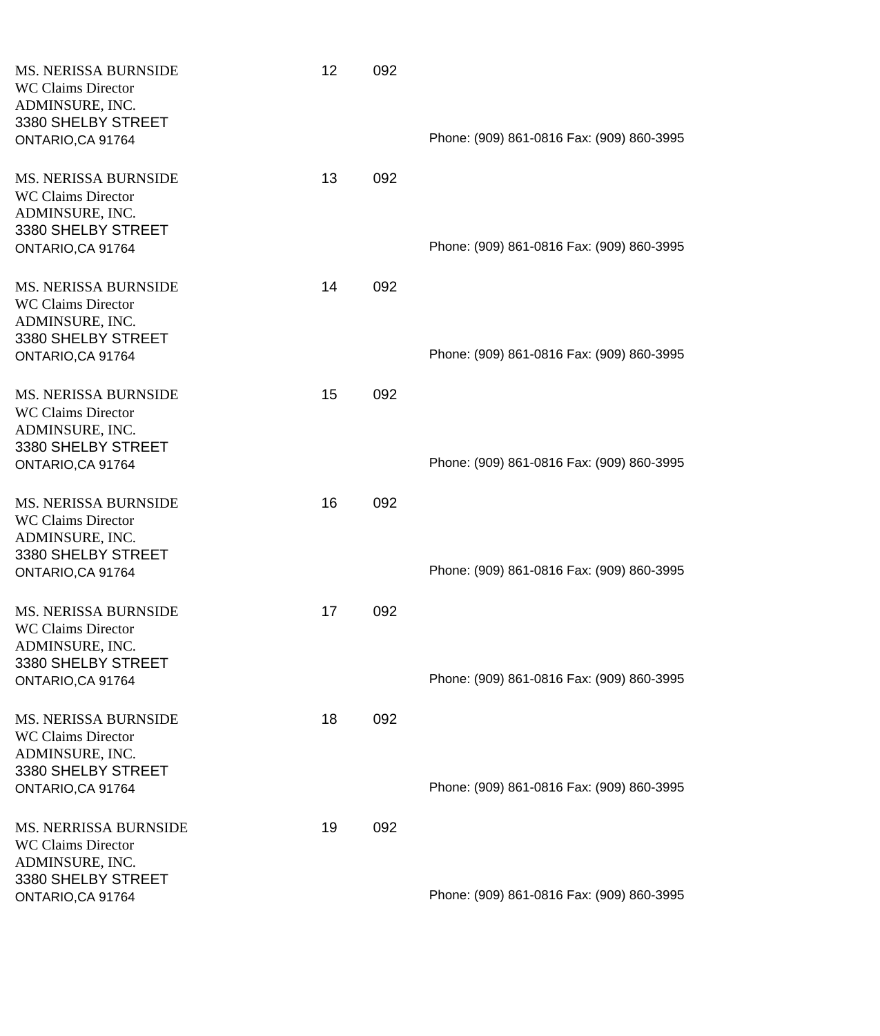| | | | |
|---|---|---|---|
| MS. NERISSA BURNSIDE<br>WC Claims Director<br>ADMINSURE, INC.<br>3380 SHELBY STREET<br>ONTARIO,CA 91764 | 12 | 092 | Phone: (909) 861-0816 Fax: (909) 860-3995 |
| MS. NERISSA BURNSIDE<br>WC Claims Director<br>ADMINSURE, INC.<br>3380 SHELBY STREET<br>ONTARIO,CA 91764 | 13 | 092 | Phone: (909) 861-0816 Fax: (909) 860-3995 |
| MS. NERISSA BURNSIDE<br>WC Claims Director<br>ADMINSURE, INC.<br>3380 SHELBY STREET<br>ONTARIO,CA 91764 | 14 | 092 | Phone: (909) 861-0816 Fax: (909) 860-3995 |
| MS. NERISSA BURNSIDE<br>WC Claims Director<br>ADMINSURE, INC.<br>3380 SHELBY STREET<br>ONTARIO,CA 91764 | 15 | 092 | Phone: (909) 861-0816 Fax: (909) 860-3995 |
| MS. NERISSA BURNSIDE<br>WC Claims Director<br>ADMINSURE, INC.<br>3380 SHELBY STREET<br>ONTARIO,CA 91764 | 16 | 092 | Phone: (909) 861-0816 Fax: (909) 860-3995 |
| MS. NERISSA BURNSIDE<br>WC Claims Director<br>ADMINSURE, INC.<br>3380 SHELBY STREET<br>ONTARIO,CA 91764 | 17 | 092 | Phone: (909) 861-0816 Fax: (909) 860-3995 |
| MS. NERISSA BURNSIDE<br>WC Claims Director<br>ADMINSURE, INC.<br>3380 SHELBY STREET<br>ONTARIO,CA 91764 | 18 | 092 | Phone: (909) 861-0816 Fax: (909) 860-3995 |
| MS. NERRISSA BURNSIDE<br>WC Claims Director<br>ADMINSURE, INC.<br>3380 SHELBY STREET<br>ONTARIO,CA 91764 | 19 | 092 | Phone: (909) 861-0816 Fax: (909) 860-3995 |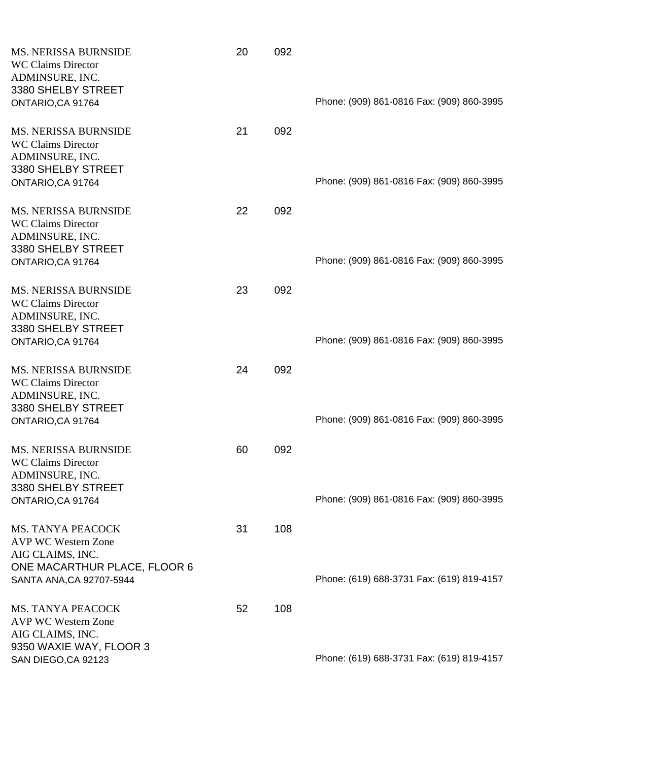MS. NERISSA BURNSIDE 20 092
WC Claims Director
ADMINSURE, INC.
3380 SHELBY STREET
ONTARIO,CA 91764 Phone: (909) 861-0816 Fax: (909) 860-3995

MS. NERISSA BURNSIDE 21 092
WC Claims Director
ADMINSURE, INC.
3380 SHELBY STREET
ONTARIO,CA 91764 Phone: (909) 861-0816 Fax: (909) 860-3995

MS. NERISSA BURNSIDE 22 092
WC Claims Director
ADMINSURE, INC.
3380 SHELBY STREET
ONTARIO,CA 91764 Phone: (909) 861-0816 Fax: (909) 860-3995

MS. NERISSA BURNSIDE 23 092
WC Claims Director
ADMINSURE, INC.
3380 SHELBY STREET
ONTARIO,CA 91764 Phone: (909) 861-0816 Fax: (909) 860-3995

MS. NERISSA BURNSIDE 24 092
WC Claims Director
ADMINSURE, INC.
3380 SHELBY STREET
ONTARIO,CA 91764 Phone: (909) 861-0816 Fax: (909) 860-3995

MS. NERISSA BURNSIDE 60 092
WC Claims Director
ADMINSURE, INC.
3380 SHELBY STREET
ONTARIO,CA 91764 Phone: (909) 861-0816 Fax: (909) 860-3995

MS. TANYA PEACOCK 31 108
AVP WC Western Zone
AIG CLAIMS, INC.
ONE MACARTHUR PLACE, FLOOR 6
SANTA ANA,CA 92707-5944 Phone: (619) 688-3731 Fax: (619) 819-4157

MS. TANYA PEACOCK 52 108
AVP WC Western Zone
AIG CLAIMS, INC.
9350 WAXIE WAY, FLOOR 3
SAN DIEGO,CA 92123 Phone: (619) 688-3731 Fax: (619) 819-4157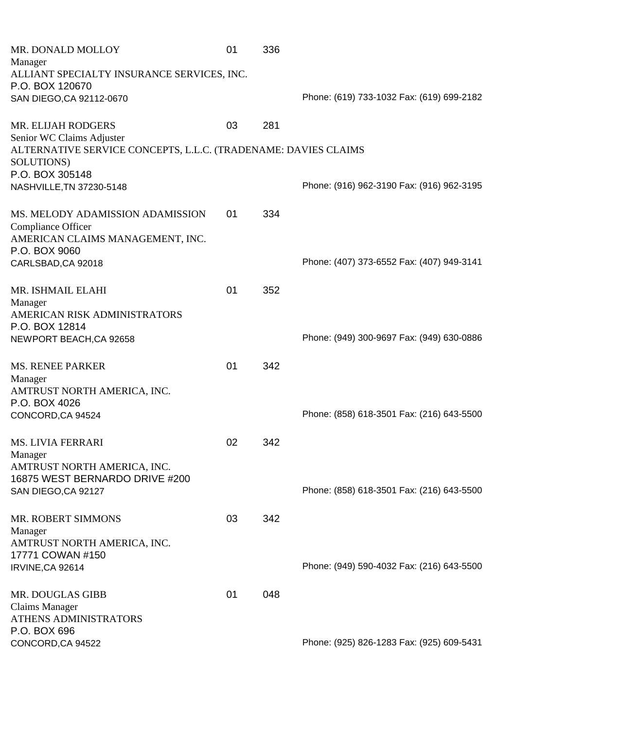MR. DONALD MOLLOY 01 336
Manager
ALLIANT SPECIALTY INSURANCE SERVICES, INC.
P.O. BOX 120670
SAN DIEGO,CA 92112-0670
Phone: (619) 733-1032 Fax: (619) 699-2182

MR. ELIJAH RODGERS 03 281
Senior WC Claims Adjuster
ALTERNATIVE SERVICE CONCEPTS, L.L.C. (TRADENAME: DAVIES CLAIMS SOLUTIONS)
P.O. BOX 305148
NASHVILLE,TN 37230-5148
Phone: (916) 962-3190 Fax: (916) 962-3195

MS. MELODY ADAMISSION ADAMISSION 01 334
Compliance Officer
AMERICAN CLAIMS MANAGEMENT, INC.
P.O. BOX 9060
CARLSBAD,CA 92018
Phone: (407) 373-6552 Fax: (407) 949-3141

MR. ISHMAIL ELAHI 01 352
Manager
AMERICAN RISK ADMINISTRATORS
P.O. BOX 12814
NEWPORT BEACH,CA 92658
Phone: (949) 300-9697 Fax: (949) 630-0886

MS. RENEE PARKER 01 342
Manager
AMTRUST NORTH AMERICA, INC.
P.O. BOX 4026
CONCORD,CA 94524
Phone: (858) 618-3501 Fax: (216) 643-5500

MS. LIVIA FERRARI 02 342
Manager
AMTRUST NORTH AMERICA, INC.
16875 WEST BERNARDO DRIVE #200
SAN DIEGO,CA 92127
Phone: (858) 618-3501 Fax: (216) 643-5500

MR. ROBERT SIMMONS 03 342
Manager
AMTRUST NORTH AMERICA, INC.
17771 COWAN #150
IRVINE,CA 92614
Phone: (949) 590-4032 Fax: (216) 643-5500

MR. DOUGLAS GIBB 01 048
Claims Manager
ATHENS ADMINISTRATORS
P.O. BOX 696
CONCORD,CA 94522
Phone: (925) 826-1283 Fax: (925) 609-5431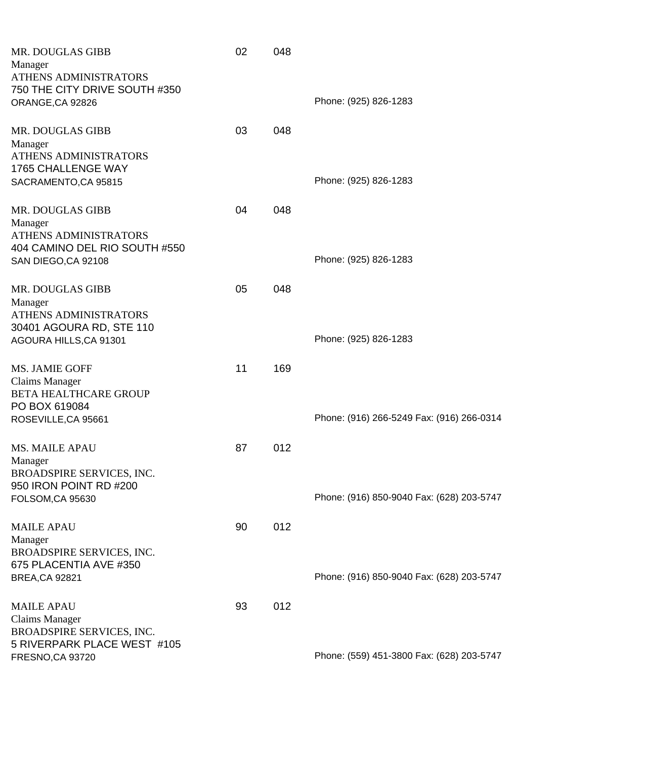| Contact | Code 1 | Code 2 | Phone/Fax |
|---|---|---|---|
| MR. DOUGLAS GIBB<br>Manager<br>ATHENS ADMINISTRATORS<br>750 THE CITY DRIVE SOUTH #350<br>ORANGE,CA 92826 | 02 | 048 | Phone: (925) 826-1283 |
| MR. DOUGLAS GIBB<br>Manager<br>ATHENS ADMINISTRATORS<br>1765 CHALLENGE WAY<br>SACRAMENTO,CA 95815 | 03 | 048 | Phone: (925) 826-1283 |
| MR. DOUGLAS GIBB<br>Manager<br>ATHENS ADMINISTRATORS<br>404 CAMINO DEL RIO SOUTH #550<br>SAN DIEGO,CA 92108 | 04 | 048 | Phone: (925) 826-1283 |
| MR. DOUGLAS GIBB<br>Manager<br>ATHENS ADMINISTRATORS<br>30401 AGOURA RD, STE 110<br>AGOURA HILLS,CA 91301 | 05 | 048 | Phone: (925) 826-1283 |
| MS. JAMIE GOFF<br>Claims Manager<br>BETA HEALTHCARE GROUP<br>PO BOX 619084<br>ROSEVILLE,CA 95661 | 11 | 169 | Phone: (916) 266-5249 Fax: (916) 266-0314 |
| MS. MAILE APAU<br>Manager<br>BROADSPIRE SERVICES, INC.<br>950 IRON POINT RD #200<br>FOLSOM,CA 95630 | 87 | 012 | Phone: (916) 850-9040 Fax: (628) 203-5747 |
| MAILE APAU<br>Manager<br>BROADSPIRE SERVICES, INC.<br>675 PLACENTIA AVE #350<br>BREA,CA 92821 | 90 | 012 | Phone: (916) 850-9040 Fax: (628) 203-5747 |
| MAILE APAU<br>Claims Manager<br>BROADSPIRE SERVICES, INC.<br>5 RIVERPARK PLACE WEST #105<br>FRESNO,CA 93720 | 93 | 012 | Phone: (559) 451-3800 Fax: (628) 203-5747 |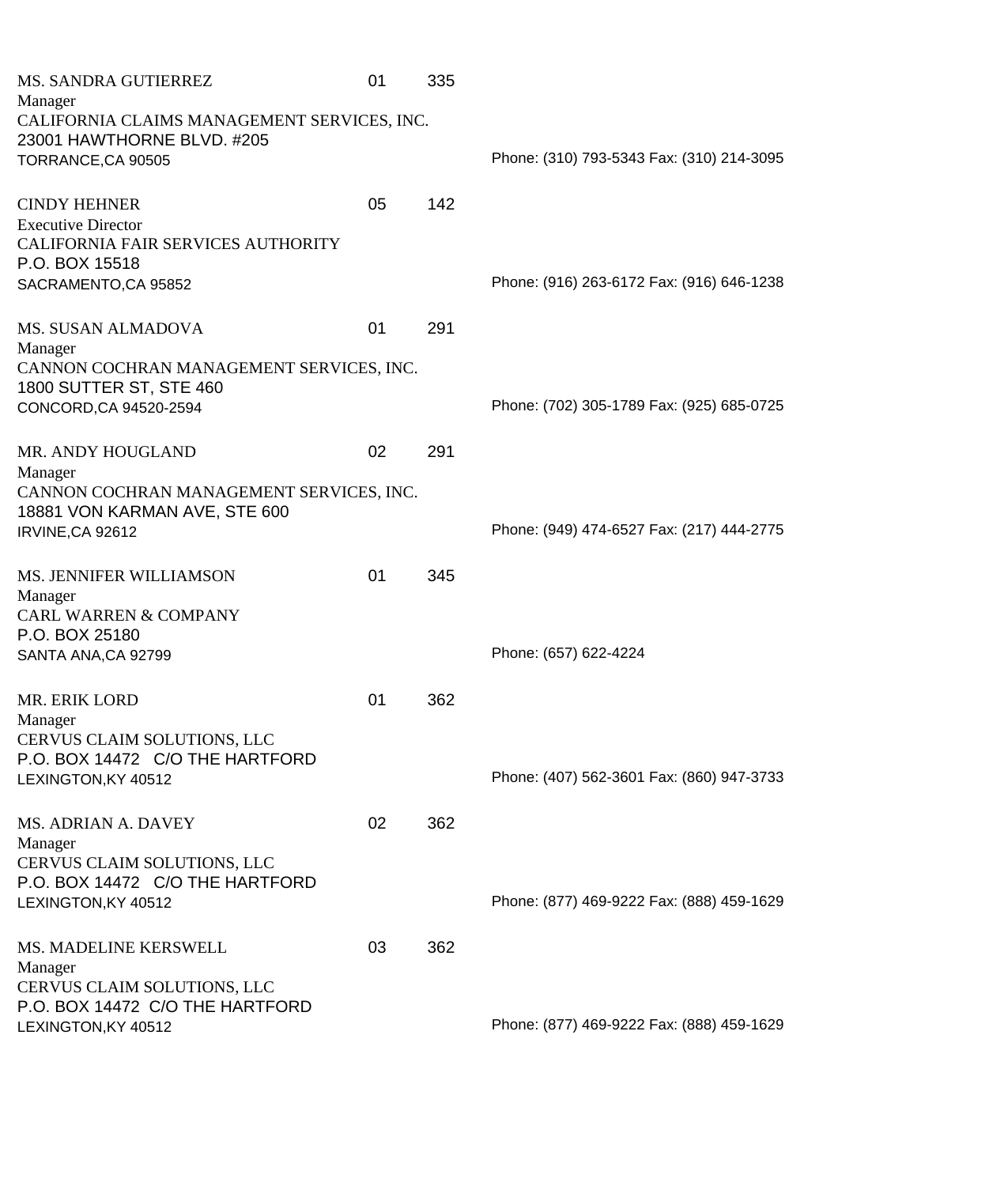MS. SANDRA GUTIERREZ 01 335
Manager
CALIFORNIA CLAIMS MANAGEMENT SERVICES, INC.
23001 HAWTHORNE BLVD. #205
TORRANCE,CA 90505
Phone: (310) 793-5343 Fax: (310) 214-3095

CINDY HEHNER 05 142
Executive Director
CALIFORNIA FAIR SERVICES AUTHORITY
P.O. BOX 15518
SACRAMENTO,CA 95852
Phone: (916) 263-6172 Fax: (916) 646-1238

MS. SUSAN ALMADOVA 01 291
Manager
CANNON COCHRAN MANAGEMENT SERVICES, INC.
1800 SUTTER ST, STE 460
CONCORD,CA 94520-2594
Phone: (702) 305-1789 Fax: (925) 685-0725

MR. ANDY HOUGLAND 02 291
Manager
CANNON COCHRAN MANAGEMENT SERVICES, INC.
18881 VON KARMAN AVE, STE 600
IRVINE,CA 92612
Phone: (949) 474-6527 Fax: (217) 444-2775

MS. JENNIFER WILLIAMSON 01 345
Manager
CARL WARREN & COMPANY
P.O. BOX 25180
SANTA ANA,CA 92799
Phone: (657) 622-4224

MR. ERIK LORD 01 362
Manager
CERVUS CLAIM SOLUTIONS, LLC
P.O. BOX 14472 C/O THE HARTFORD
LEXINGTON,KY 40512
Phone: (407) 562-3601 Fax: (860) 947-3733

MS. ADRIAN A. DAVEY 02 362
Manager
CERVUS CLAIM SOLUTIONS, LLC
P.O. BOX 14472 C/O THE HARTFORD
LEXINGTON,KY 40512
Phone: (877) 469-9222 Fax: (888) 459-1629

MS. MADELINE KERSWELL 03 362
Manager
CERVUS CLAIM SOLUTIONS, LLC
P.O. BOX 14472 C/O THE HARTFORD
LEXINGTON,KY 40512
Phone: (877) 469-9222 Fax: (888) 459-1629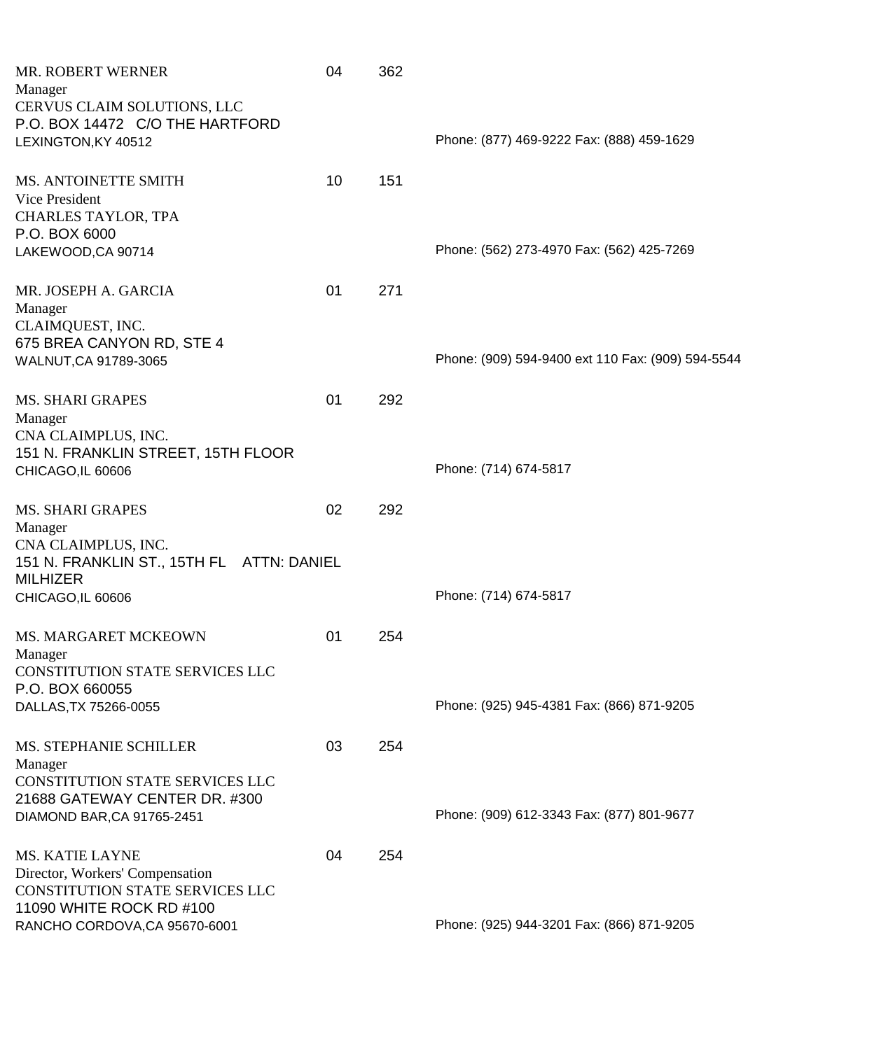MR. ROBERT WERNER 04 362
Manager
CERVUS CLAIM SOLUTIONS, LLC
P.O. BOX 14472 C/O THE HARTFORD
LEXINGTON,KY 40512
Phone: (877) 469-9222 Fax: (888) 459-1629

MS. ANTOINETTE SMITH 10 151
Vice President
CHARLES TAYLOR, TPA
P.O. BOX 6000
LAKEWOOD,CA 90714
Phone: (562) 273-4970 Fax: (562) 425-7269

MR. JOSEPH A. GARCIA 01 271
Manager
CLAIMQUEST, INC.
675 BREA CANYON RD, STE 4
WALNUT,CA 91789-3065
Phone: (909) 594-9400 ext 110 Fax: (909) 594-5544

MS. SHARI GRAPES 01 292
Manager
CNA CLAIMPLUS, INC.
151 N. FRANKLIN STREET, 15TH FLOOR
CHICAGO,IL 60606
Phone: (714) 674-5817

MS. SHARI GRAPES 02 292
Manager
CNA CLAIMPLUS, INC.
151 N. FRANKLIN ST., 15TH FL ATTN: DANIEL MILHIZER
CHICAGO,IL 60606
Phone: (714) 674-5817

MS. MARGARET MCKEOWN 01 254
Manager
CONSTITUTION STATE SERVICES LLC
P.O. BOX 660055
DALLAS,TX 75266-0055
Phone: (925) 945-4381 Fax: (866) 871-9205

MS. STEPHANIE SCHILLER 03 254
Manager
CONSTITUTION STATE SERVICES LLC
21688 GATEWAY CENTER DR. #300
DIAMOND BAR,CA 91765-2451
Phone: (909) 612-3343 Fax: (877) 801-9677

MS. KATIE LAYNE 04 254
Director, Workers' Compensation
CONSTITUTION STATE SERVICES LLC
11090 WHITE ROCK RD #100
RANCHO CORDOVA,CA 95670-6001
Phone: (925) 944-3201 Fax: (866) 871-9205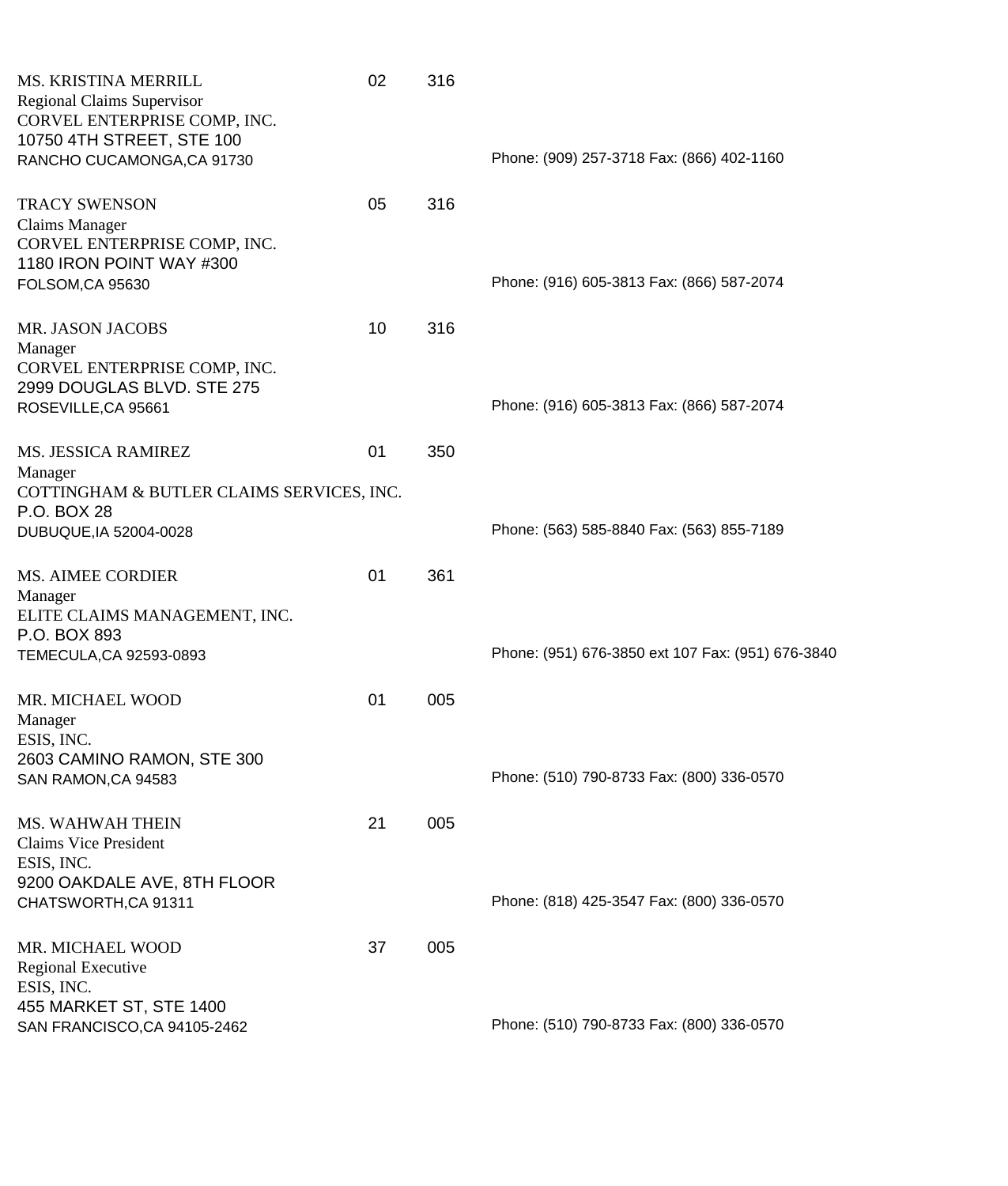MS. KRISTINA MERRILL 02 316
Regional Claims Supervisor
CORVEL ENTERPRISE COMP, INC.
10750 4TH STREET, STE 100
RANCHO CUCAMONGA,CA 91730
Phone: (909) 257-3718 Fax: (866) 402-1160

TRACY SWENSON 05 316
Claims Manager
CORVEL ENTERPRISE COMP, INC.
1180 IRON POINT WAY #300
FOLSOM,CA 95630
Phone: (916) 605-3813 Fax: (866) 587-2074

MR. JASON JACOBS 10 316
Manager
CORVEL ENTERPRISE COMP, INC.
2999 DOUGLAS BLVD. STE 275
ROSEVILLE,CA 95661
Phone: (916) 605-3813 Fax: (866) 587-2074

MS. JESSICA RAMIREZ 01 350
Manager
COTTINGHAM & BUTLER CLAIMS SERVICES, INC.
P.O. BOX 28
DUBUQUE,IA 52004-0028
Phone: (563) 585-8840 Fax: (563) 855-7189

MS. AIMEE CORDIER 01 361
Manager
ELITE CLAIMS MANAGEMENT, INC.
P.O. BOX 893
TEMECULA,CA 92593-0893
Phone: (951) 676-3850 ext 107 Fax: (951) 676-3840

MR. MICHAEL WOOD 01 005
Manager
ESIS, INC.
2603 CAMINO RAMON, STE 300
SAN RAMON,CA 94583
Phone: (510) 790-8733 Fax: (800) 336-0570

MS. WAHWAH THEIN 21 005
Claims Vice President
ESIS, INC.
9200 OAKDALE AVE, 8TH FLOOR
CHATSWORTH,CA 91311
Phone: (818) 425-3547 Fax: (800) 336-0570

MR. MICHAEL WOOD 37 005
Regional Executive
ESIS, INC.
455 MARKET ST, STE 1400
SAN FRANCISCO,CA 94105-2462
Phone: (510) 790-8733 Fax: (800) 336-0570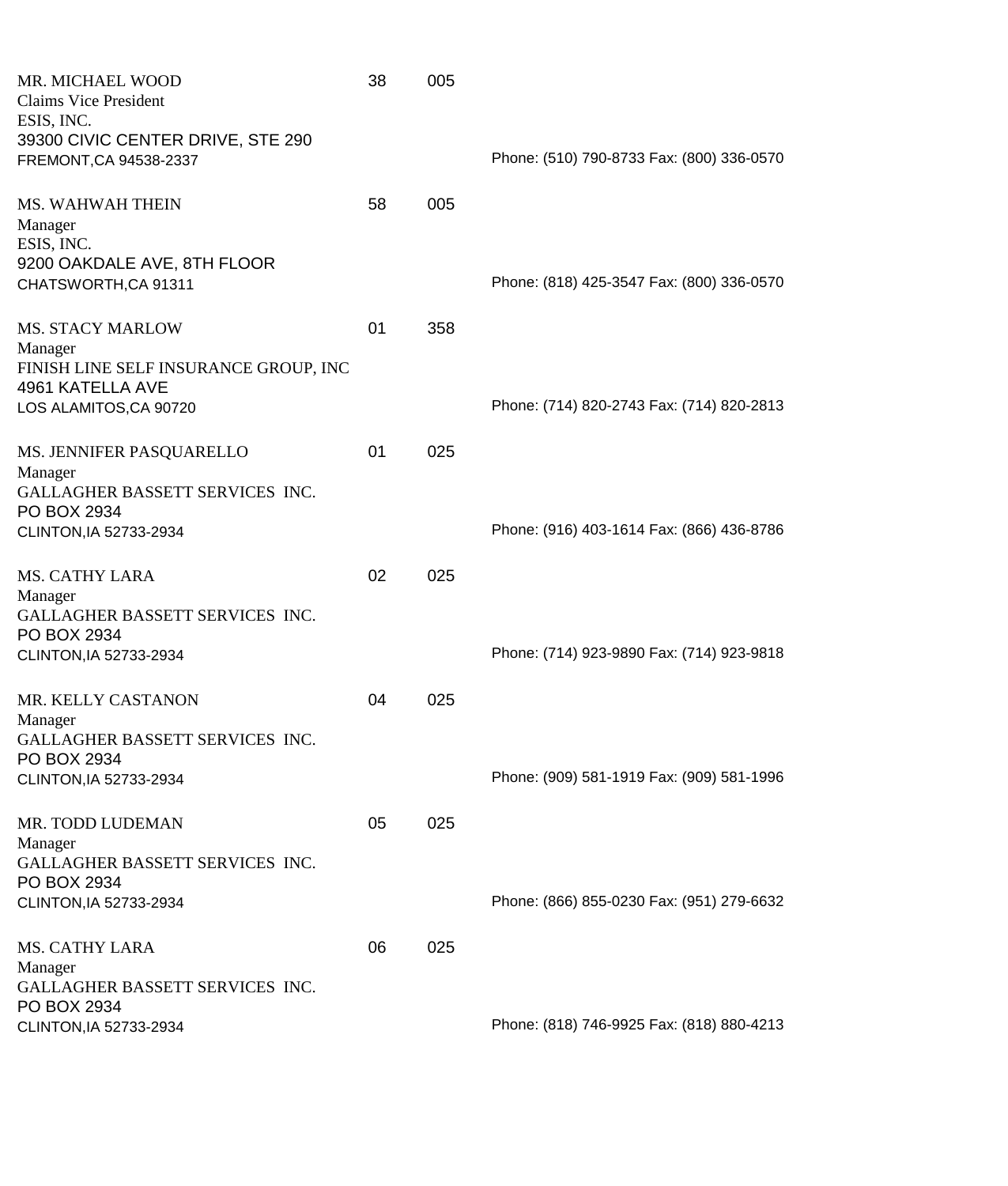MR. MICHAEL WOOD 38 005
Claims Vice President
ESIS, INC.
39300 CIVIC CENTER DRIVE, STE 290
FREMONT,CA 94538-2337 Phone: (510) 790-8733 Fax: (800) 336-0570

MS. WAHWAH THEIN 58 005
Manager
ESIS, INC.
9200 OAKDALE AVE, 8TH FLOOR
CHATSWORTH,CA 91311 Phone: (818) 425-3547 Fax: (800) 336-0570

MS. STACY MARLOW 01 358
Manager
FINISH LINE SELF INSURANCE GROUP, INC
4961 KATELLA AVE
LOS ALAMITOS,CA 90720 Phone: (714) 820-2743 Fax: (714) 820-2813

MS. JENNIFER PASQUARELLO 01 025
Manager
GALLAGHER BASSETT SERVICES INC.
PO BOX 2934
CLINTON,IA 52733-2934 Phone: (916) 403-1614 Fax: (866) 436-8786

MS. CATHY LARA 02 025
Manager
GALLAGHER BASSETT SERVICES INC.
PO BOX 2934
CLINTON,IA 52733-2934 Phone: (714) 923-9890 Fax: (714) 923-9818

MR. KELLY CASTANON 04 025
Manager
GALLAGHER BASSETT SERVICES INC.
PO BOX 2934
CLINTON,IA 52733-2934 Phone: (909) 581-1919 Fax: (909) 581-1996

MR. TODD LUDEMAN 05 025
Manager
GALLAGHER BASSETT SERVICES INC.
PO BOX 2934
CLINTON,IA 52733-2934 Phone: (866) 855-0230 Fax: (951) 279-6632

MS. CATHY LARA 06 025
Manager
GALLAGHER BASSETT SERVICES INC.
PO BOX 2934
CLINTON,IA 52733-2934 Phone: (818) 746-9925 Fax: (818) 880-4213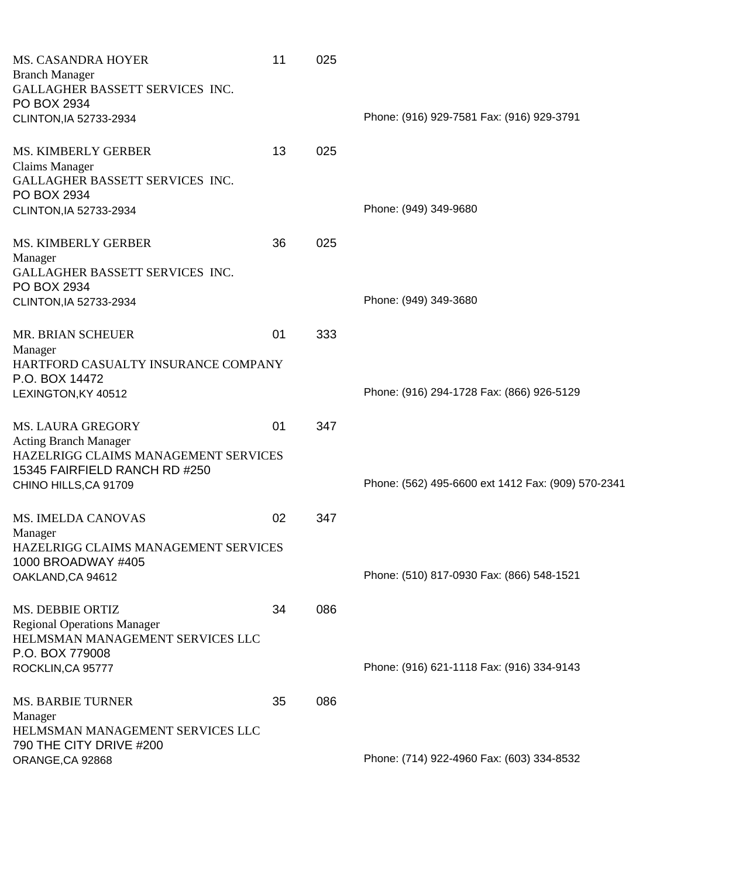MS. CASANDRA HOYER 11 025
Branch Manager
GALLAGHER BASSETT SERVICES INC.
PO BOX 2934
CLINTON,IA 52733-2934
Phone: (916) 929-7581 Fax: (916) 929-3791

MS. KIMBERLY GERBER 13 025
Claims Manager
GALLAGHER BASSETT SERVICES INC.
PO BOX 2934
CLINTON,IA 52733-2934
Phone: (949) 349-9680

MS. KIMBERLY GERBER 36 025
Manager
GALLAGHER BASSETT SERVICES INC.
PO BOX 2934
CLINTON,IA 52733-2934
Phone: (949) 349-3680

MR. BRIAN SCHEUER 01 333
Manager
HARTFORD CASUALTY INSURANCE COMPANY
P.O. BOX 14472
LEXINGTON,KY 40512
Phone: (916) 294-1728 Fax: (866) 926-5129

MS. LAURA GREGORY 01 347
Acting Branch Manager
HAZELRIGG CLAIMS MANAGEMENT SERVICES
15345 FAIRFIELD RANCH RD #250
CHINO HILLS,CA 91709
Phone: (562) 495-6600 ext 1412 Fax: (909) 570-2341

MS. IMELDA CANOVAS 02 347
Manager
HAZELRIGG CLAIMS MANAGEMENT SERVICES
1000 BROADWAY #405
OAKLAND,CA 94612
Phone: (510) 817-0930 Fax: (866) 548-1521

MS. DEBBIE ORTIZ 34 086
Regional Operations Manager
HELMSMAN MANAGEMENT SERVICES LLC
P.O. BOX 779008
ROCKLIN,CA 95777
Phone: (916) 621-1118 Fax: (916) 334-9143

MS. BARBIE TURNER 35 086
Manager
HELMSMAN MANAGEMENT SERVICES LLC
790 THE CITY DRIVE #200
ORANGE,CA 92868
Phone: (714) 922-4960 Fax: (603) 334-8532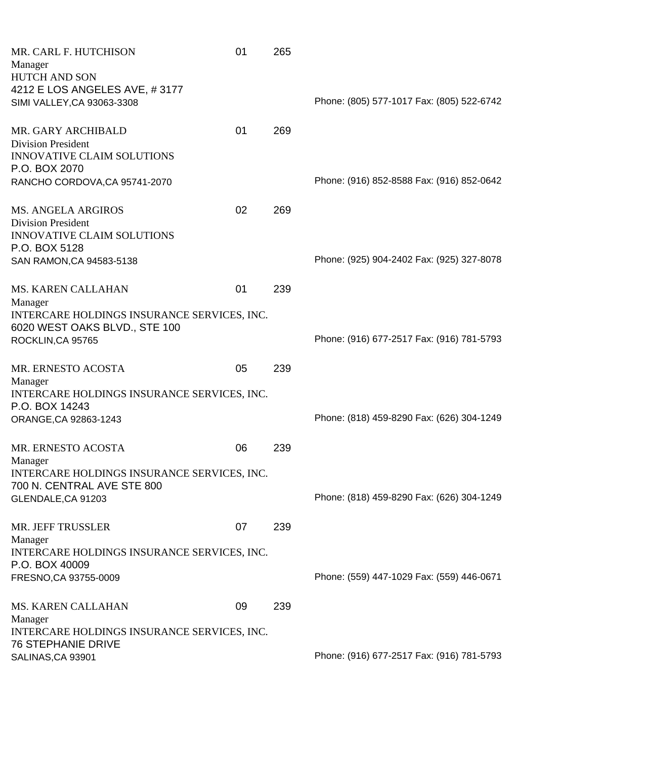MR. CARL F. HUTCHISON 01 265
Manager
HUTCH AND SON
4212 E LOS ANGELES AVE, # 3177
SIMI VALLEY,CA 93063-3308
Phone: (805) 577-1017 Fax: (805) 522-6742

MR. GARY ARCHIBALD 01 269
Division President
INNOVATIVE CLAIM SOLUTIONS
P.O. BOX 2070
RANCHO CORDOVA,CA 95741-2070
Phone: (916) 852-8588 Fax: (916) 852-0642

MS. ANGELA ARGIROS 02 269
Division President
INNOVATIVE CLAIM SOLUTIONS
P.O. BOX 5128
SAN RAMON,CA 94583-5138
Phone: (925) 904-2402 Fax: (925) 327-8078

MS. KAREN CALLAHAN 01 239
Manager
INTERCARE HOLDINGS INSURANCE SERVICES, INC.
6020 WEST OAKS BLVD., STE 100
ROCKLIN,CA 95765
Phone: (916) 677-2517 Fax: (916) 781-5793

MR. ERNESTO ACOSTA 05 239
Manager
INTERCARE HOLDINGS INSURANCE SERVICES, INC.
P.O. BOX 14243
ORANGE,CA 92863-1243
Phone: (818) 459-8290 Fax: (626) 304-1249

MR. ERNESTO ACOSTA 06 239
Manager
INTERCARE HOLDINGS INSURANCE SERVICES, INC.
700 N. CENTRAL AVE STE 800
GLENDALE,CA 91203
Phone: (818) 459-8290 Fax: (626) 304-1249

MR. JEFF TRUSSLER 07 239
Manager
INTERCARE HOLDINGS INSURANCE SERVICES, INC.
P.O. BOX 40009
FRESNO,CA 93755-0009
Phone: (559) 447-1029 Fax: (559) 446-0671

MS. KAREN CALLAHAN 09 239
Manager
INTERCARE HOLDINGS INSURANCE SERVICES, INC.
76 STEPHANIE DRIVE
SALINAS,CA 93901
Phone: (916) 677-2517 Fax: (916) 781-5793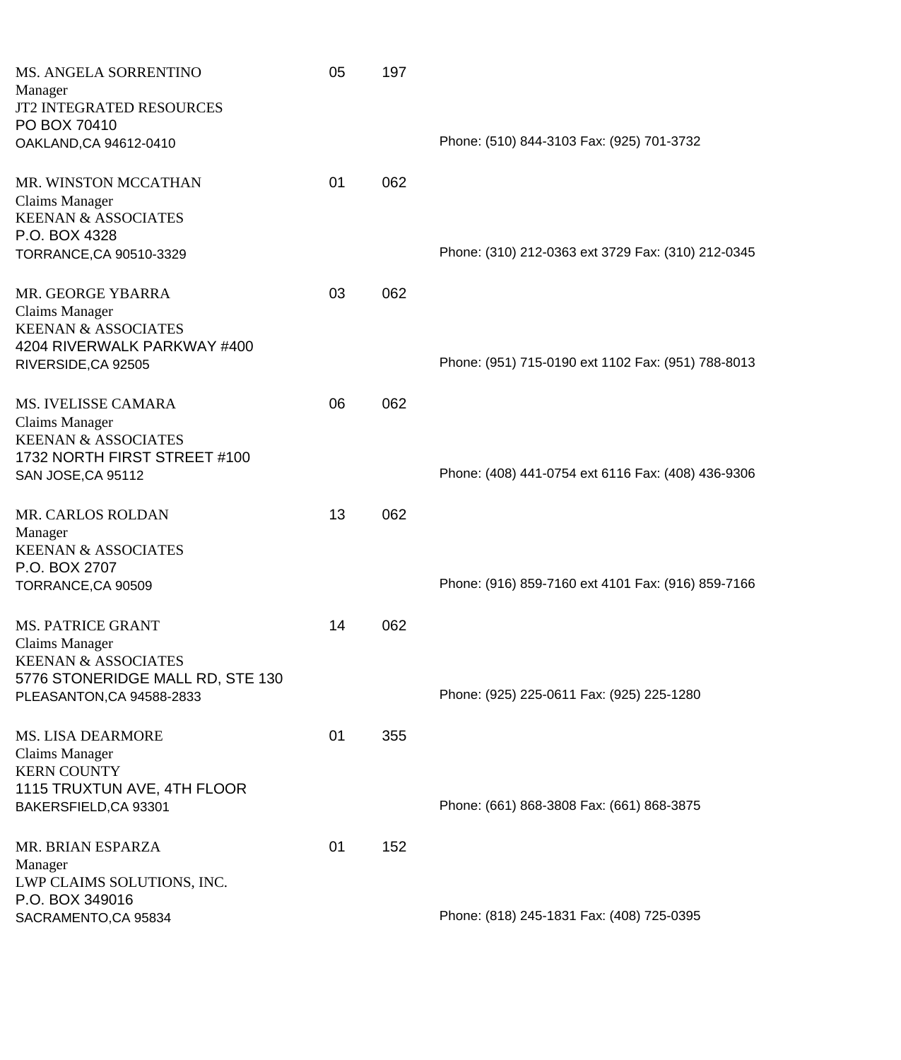MS. ANGELA SORRENTINO 05 197
Manager
JT2 INTEGRATED RESOURCES
PO BOX 70410
OAKLAND,CA 94612-0410
Phone: (510) 844-3103 Fax: (925) 701-3732

MR. WINSTON MCCATHAN 01 062
Claims Manager
KEENAN & ASSOCIATES
P.O. BOX 4328
TORRANCE,CA 90510-3329
Phone: (310) 212-0363 ext 3729 Fax: (310) 212-0345

MR. GEORGE YBARRA 03 062
Claims Manager
KEENAN & ASSOCIATES
4204 RIVERWALK PARKWAY #400
RIVERSIDE,CA 92505
Phone: (951) 715-0190 ext 1102 Fax: (951) 788-8013

MS. IVELISSE CAMARA 06 062
Claims Manager
KEENAN & ASSOCIATES
1732 NORTH FIRST STREET #100
SAN JOSE,CA 95112
Phone: (408) 441-0754 ext 6116 Fax: (408) 436-9306

MR. CARLOS ROLDAN 13 062
Manager
KEENAN & ASSOCIATES
P.O. BOX 2707
TORRANCE,CA 90509
Phone: (916) 859-7160 ext 4101 Fax: (916) 859-7166

MS. PATRICE GRANT 14 062
Claims Manager
KEENAN & ASSOCIATES
5776 STONERIDGE MALL RD, STE 130
PLEASANTON,CA 94588-2833
Phone: (925) 225-0611 Fax: (925) 225-1280

MS. LISA DEARMORE 01 355
Claims Manager
KERN COUNTY
1115 TRUXTUN AVE, 4TH FLOOR
BAKERSFIELD,CA 93301
Phone: (661) 868-3808 Fax: (661) 868-3875

MR. BRIAN ESPARZA 01 152
Manager
LWP CLAIMS SOLUTIONS, INC.
P.O. BOX 349016
SACRAMENTO,CA 95834
Phone: (818) 245-1831 Fax: (408) 725-0395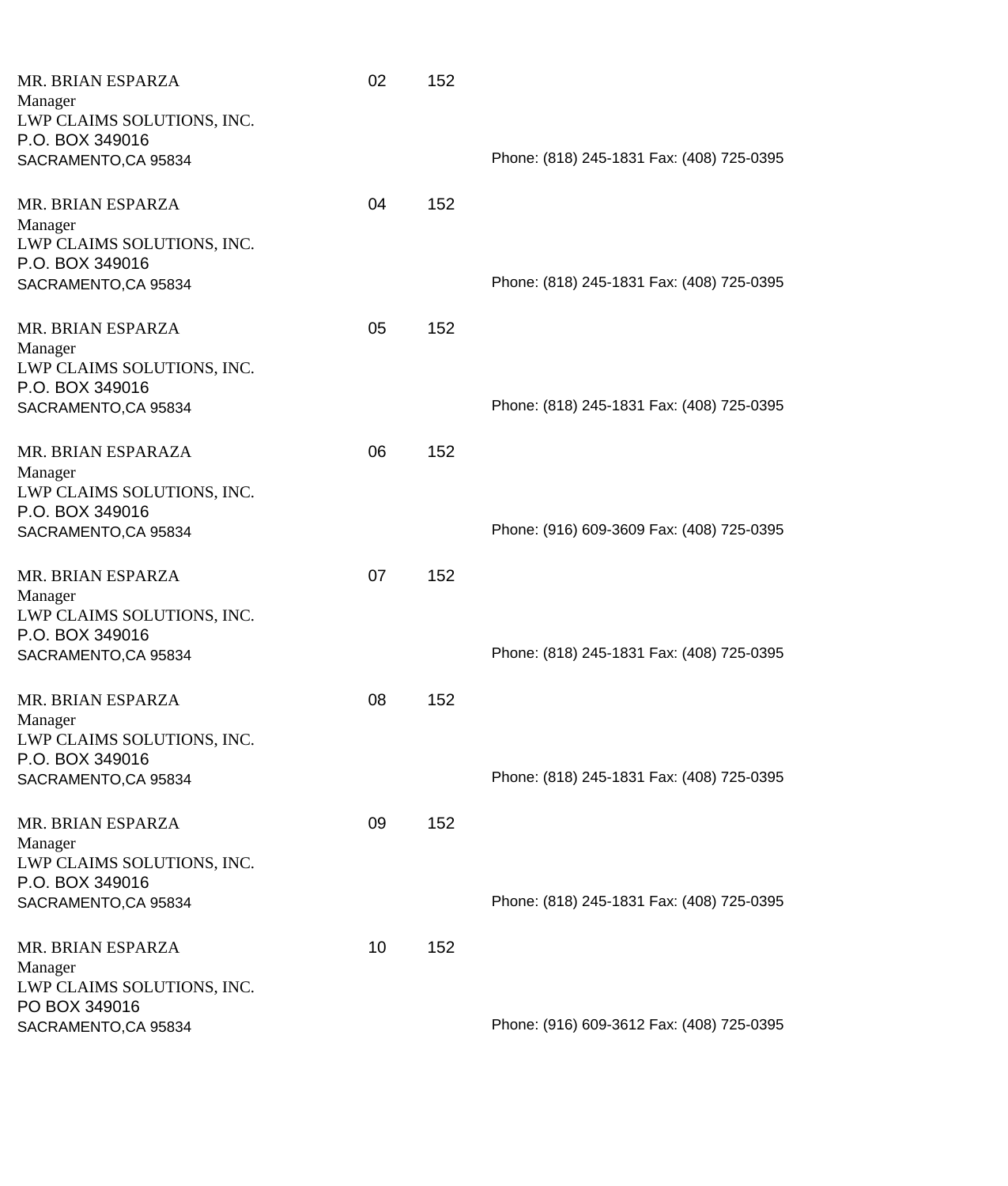| | | | |
|---|---|---|---|
| MR. BRIAN ESPARZA<br>Manager<br>LWP CLAIMS SOLUTIONS, INC.<br>P.O. BOX 349016<br>SACRAMENTO,CA 95834 | 02 | 152 | Phone: (818) 245-1831 Fax: (408) 725-0395 |
| MR. BRIAN ESPARZA<br>Manager<br>LWP CLAIMS SOLUTIONS, INC.<br>P.O. BOX 349016<br>SACRAMENTO,CA 95834 | 04 | 152 | Phone: (818) 245-1831 Fax: (408) 725-0395 |
| MR. BRIAN ESPARZA<br>Manager<br>LWP CLAIMS SOLUTIONS, INC.<br>P.O. BOX 349016<br>SACRAMENTO,CA 95834 | 05 | 152 | Phone: (818) 245-1831 Fax: (408) 725-0395 |
| MR. BRIAN ESPARAZA<br>Manager<br>LWP CLAIMS SOLUTIONS, INC.<br>P.O. BOX 349016<br>SACRAMENTO,CA 95834 | 06 | 152 | Phone: (916) 609-3609 Fax: (408) 725-0395 |
| MR. BRIAN ESPARZA<br>Manager<br>LWP CLAIMS SOLUTIONS, INC.<br>P.O. BOX 349016<br>SACRAMENTO,CA 95834 | 07 | 152 | Phone: (818) 245-1831 Fax: (408) 725-0395 |
| MR. BRIAN ESPARZA<br>Manager<br>LWP CLAIMS SOLUTIONS, INC.<br>P.O. BOX 349016<br>SACRAMENTO,CA 95834 | 08 | 152 | Phone: (818) 245-1831 Fax: (408) 725-0395 |
| MR. BRIAN ESPARZA<br>Manager<br>LWP CLAIMS SOLUTIONS, INC.<br>P.O. BOX 349016<br>SACRAMENTO,CA 95834 | 09 | 152 | Phone: (818) 245-1831 Fax: (408) 725-0395 |
| MR. BRIAN ESPARZA<br>Manager<br>LWP CLAIMS SOLUTIONS, INC.<br>PO BOX 349016<br>SACRAMENTO,CA 95834 | 10 | 152 | Phone: (916) 609-3612 Fax: (408) 725-0395 |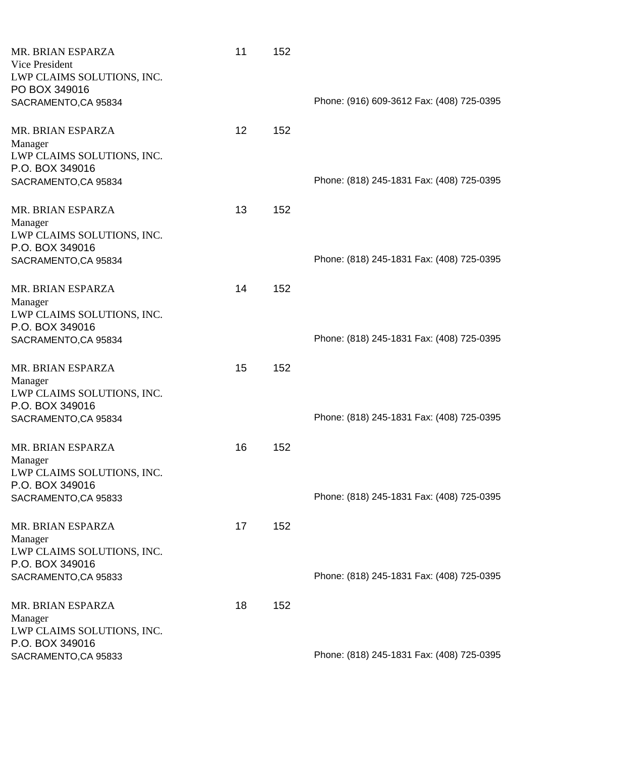MR. BRIAN ESPARZA 11 152
Vice President
LWP CLAIMS SOLUTIONS, INC.
PO BOX 349016
SACRAMENTO,CA 95834
Phone: (916) 609-3612 Fax: (408) 725-0395

MR. BRIAN ESPARZA 12 152
Manager
LWP CLAIMS SOLUTIONS, INC.
P.O. BOX 349016
SACRAMENTO,CA 95834
Phone: (818) 245-1831 Fax: (408) 725-0395

MR. BRIAN ESPARZA 13 152
Manager
LWP CLAIMS SOLUTIONS, INC.
P.O. BOX 349016
SACRAMENTO,CA 95834
Phone: (818) 245-1831 Fax: (408) 725-0395

MR. BRIAN ESPARZA 14 152
Manager
LWP CLAIMS SOLUTIONS, INC.
P.O. BOX 349016
SACRAMENTO,CA 95834
Phone: (818) 245-1831 Fax: (408) 725-0395

MR. BRIAN ESPARZA 15 152
Manager
LWP CLAIMS SOLUTIONS, INC.
P.O. BOX 349016
SACRAMENTO,CA 95834
Phone: (818) 245-1831 Fax: (408) 725-0395

MR. BRIAN ESPARZA 16 152
Manager
LWP CLAIMS SOLUTIONS, INC.
P.O. BOX 349016
SACRAMENTO,CA 95833
Phone: (818) 245-1831 Fax: (408) 725-0395

MR. BRIAN ESPARZA 17 152
Manager
LWP CLAIMS SOLUTIONS, INC.
P.O. BOX 349016
SACRAMENTO,CA 95833
Phone: (818) 245-1831 Fax: (408) 725-0395

MR. BRIAN ESPARZA 18 152
Manager
LWP CLAIMS SOLUTIONS, INC.
P.O. BOX 349016
SACRAMENTO,CA 95833
Phone: (818) 245-1831 Fax: (408) 725-0395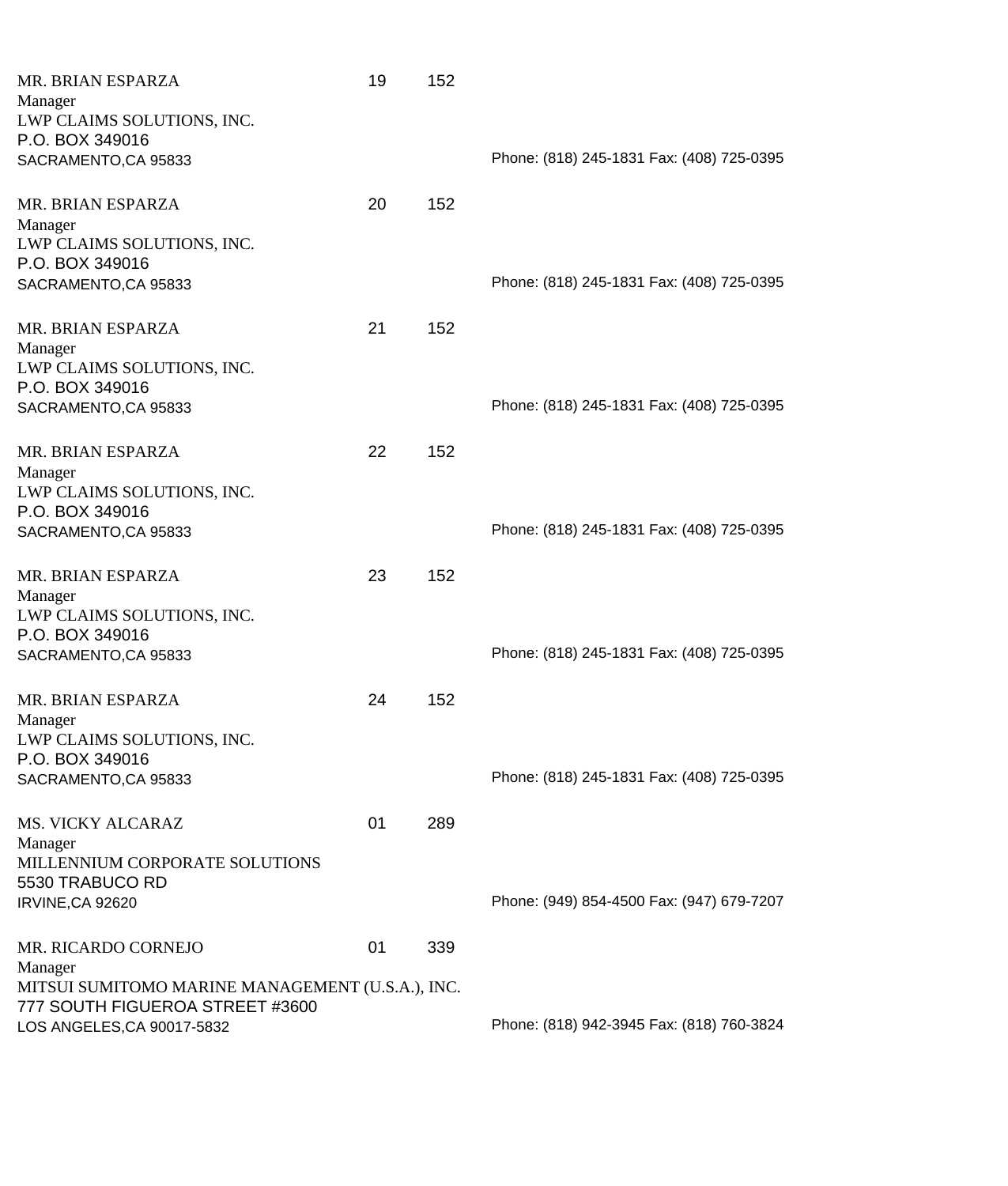MR. BRIAN ESPARZA 19 152
Manager
LWP CLAIMS SOLUTIONS, INC.
P.O. BOX 349016
SACRAMENTO,CA 95833
Phone: (818) 245-1831 Fax: (408) 725-0395

MR. BRIAN ESPARZA 20 152
Manager
LWP CLAIMS SOLUTIONS, INC.
P.O. BOX 349016
SACRAMENTO,CA 95833
Phone: (818) 245-1831 Fax: (408) 725-0395

MR. BRIAN ESPARZA 21 152
Manager
LWP CLAIMS SOLUTIONS, INC.
P.O. BOX 349016
SACRAMENTO,CA 95833
Phone: (818) 245-1831 Fax: (408) 725-0395

MR. BRIAN ESPARZA 22 152
Manager
LWP CLAIMS SOLUTIONS, INC.
P.O. BOX 349016
SACRAMENTO,CA 95833
Phone: (818) 245-1831 Fax: (408) 725-0395

MR. BRIAN ESPARZA 23 152
Manager
LWP CLAIMS SOLUTIONS, INC.
P.O. BOX 349016
SACRAMENTO,CA 95833
Phone: (818) 245-1831 Fax: (408) 725-0395

MR. BRIAN ESPARZA 24 152
Manager
LWP CLAIMS SOLUTIONS, INC.
P.O. BOX 349016
SACRAMENTO,CA 95833
Phone: (818) 245-1831 Fax: (408) 725-0395

MS. VICKY ALCARAZ 01 289
Manager
MILLENNIUM CORPORATE SOLUTIONS
5530 TRABUCO RD
IRVINE,CA 92620
Phone: (949) 854-4500 Fax: (947) 679-7207

MR. RICARDO CORNEJO 01 339
Manager
MITSUI SUMITOMO MARINE MANAGEMENT (U.S.A.), INC.
777 SOUTH FIGUEROA STREET #3600
LOS ANGELES,CA 90017-5832
Phone: (818) 942-3945 Fax: (818) 760-3824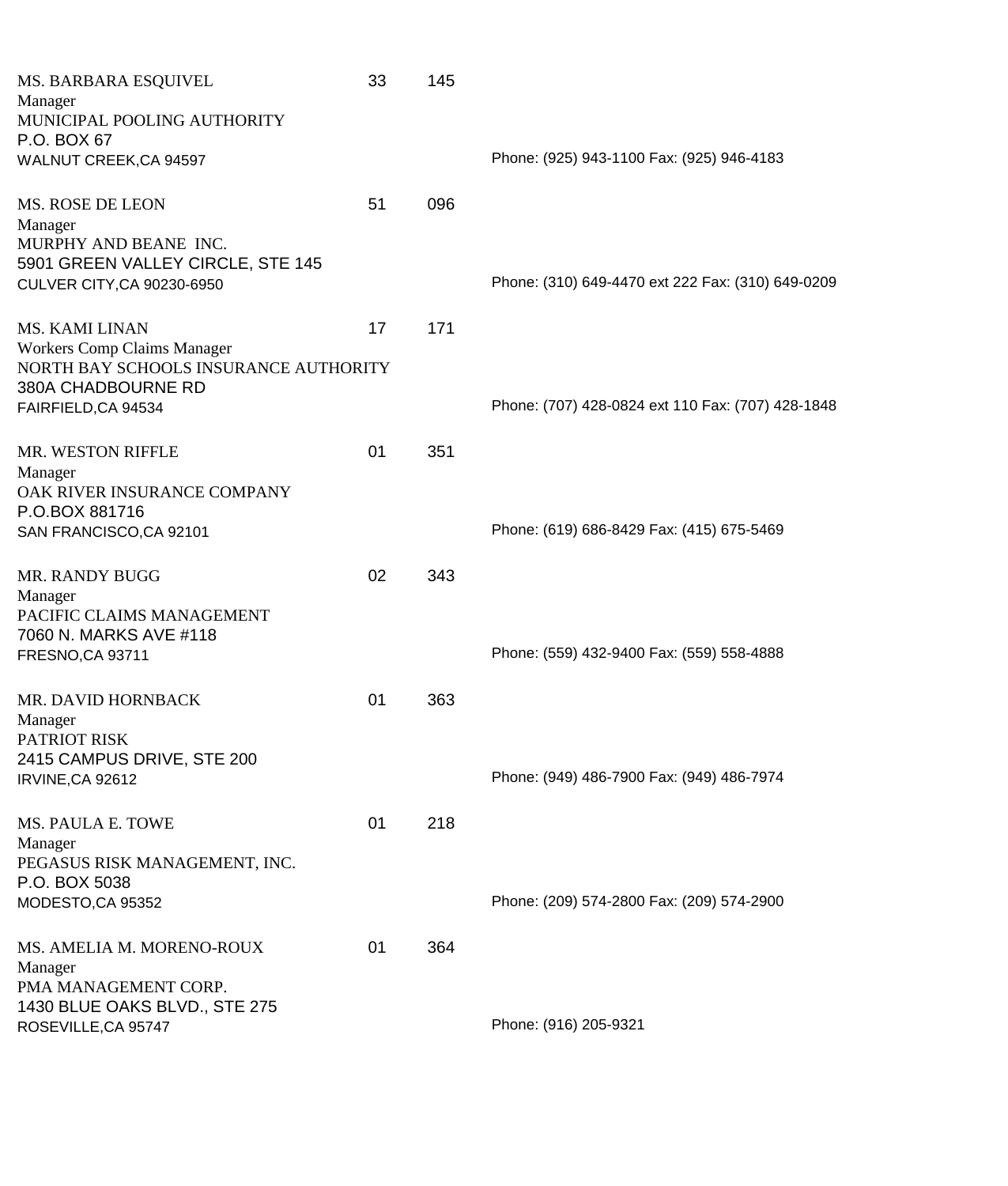MS. BARBARA ESQUIVEL 33 145
Manager
MUNICIPAL POOLING AUTHORITY
P.O. BOX 67
WALNUT CREEK,CA 94597
Phone: (925) 943-1100 Fax: (925) 946-4183

MS. ROSE DE LEON 51 096
Manager
MURPHY AND BEANE INC.
5901 GREEN VALLEY CIRCLE, STE 145
CULVER CITY,CA 90230-6950
Phone: (310) 649-4470 ext 222 Fax: (310) 649-0209

MS. KAMI LINAN 17 171
Workers Comp Claims Manager
NORTH BAY SCHOOLS INSURANCE AUTHORITY
380A CHADBOURNE RD
FAIRFIELD,CA 94534
Phone: (707) 428-0824 ext 110 Fax: (707) 428-1848

MR. WESTON RIFFLE 01 351
Manager
OAK RIVER INSURANCE COMPANY
P.O.BOX 881716
SAN FRANCISCO,CA 92101
Phone: (619) 686-8429 Fax: (415) 675-5469

MR. RANDY BUGG 02 343
Manager
PACIFIC CLAIMS MANAGEMENT
7060 N. MARKS AVE #118
FRESNO,CA 93711
Phone: (559) 432-9400 Fax: (559) 558-4888

MR. DAVID HORNBACK 01 363
Manager
PATRIOT RISK
2415 CAMPUS DRIVE, STE 200
IRVINE,CA 92612
Phone: (949) 486-7900 Fax: (949) 486-7974

MS. PAULA E. TOWE 01 218
Manager
PEGASUS RISK MANAGEMENT, INC.
P.O. BOX 5038
MODESTO,CA 95352
Phone: (209) 574-2800 Fax: (209) 574-2900

MS. AMELIA M. MORENO-ROUX 01 364
Manager
PMA MANAGEMENT CORP.
1430 BLUE OAKS BLVD., STE 275
ROSEVILLE,CA 95747
Phone: (916) 205-9321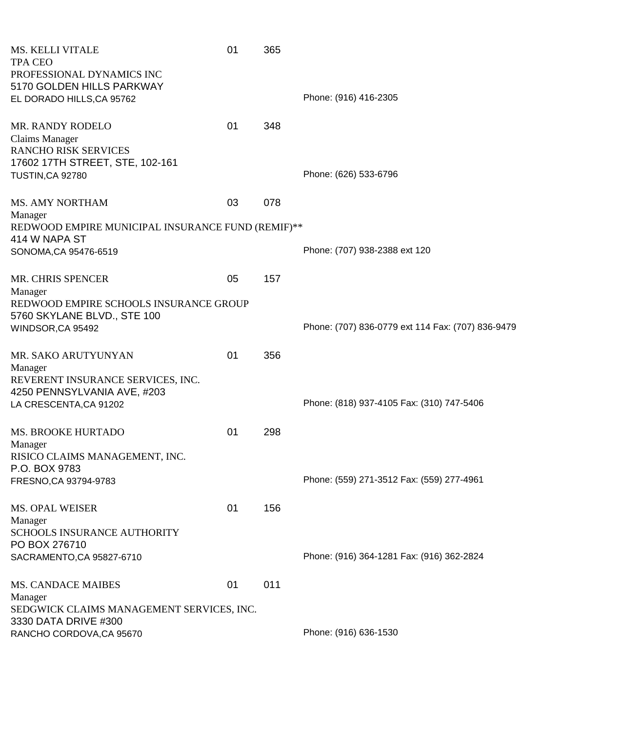MS. KELLI VITALE | 01 | 365
TPA CEO
PROFESSIONAL DYNAMICS INC
5170 GOLDEN HILLS PARKWAY
EL DORADO HILLS,CA 95762
Phone: (916) 416-2305

MR. RANDY RODELO | 01 | 348
Claims Manager
RANCHO RISK SERVICES
17602 17TH STREET, STE, 102-161
TUSTIN,CA 92780
Phone: (626) 533-6796

MS. AMY NORTHAM | 03 | 078
Manager
REDWOOD EMPIRE MUNICIPAL INSURANCE FUND (REMIF)**
414 W NAPA ST
SONOMA,CA 95476-6519
Phone: (707) 938-2388 ext 120

MR. CHRIS SPENCER | 05 | 157
Manager
REDWOOD EMPIRE SCHOOLS INSURANCE GROUP
5760 SKYLANE BLVD., STE 100
WINDSOR,CA 95492
Phone: (707) 836-0779 ext 114 Fax: (707) 836-9479

MR. SAKO ARUTYUNYAN | 01 | 356
Manager
REVERENT INSURANCE SERVICES, INC.
4250 PENNSYLVANIA AVE, #203
LA CRESCENTA,CA 91202
Phone: (818) 937-4105 Fax: (310) 747-5406

MS. BROOKE HURTADO | 01 | 298
Manager
RISICO CLAIMS MANAGEMENT, INC.
P.O. BOX 9783
FRESNO,CA 93794-9783
Phone: (559) 271-3512 Fax: (559) 277-4961

MS. OPAL WEISER | 01 | 156
Manager
SCHOOLS INSURANCE AUTHORITY
PO BOX 276710
SACRAMENTO,CA 95827-6710
Phone: (916) 364-1281 Fax: (916) 362-2824

MS. CANDACE MAIBES | 01 | 011
Manager
SEDGWICK CLAIMS MANAGEMENT SERVICES, INC.
3330 DATA DRIVE #300
RANCHO CORDOVA,CA 95670
Phone: (916) 636-1530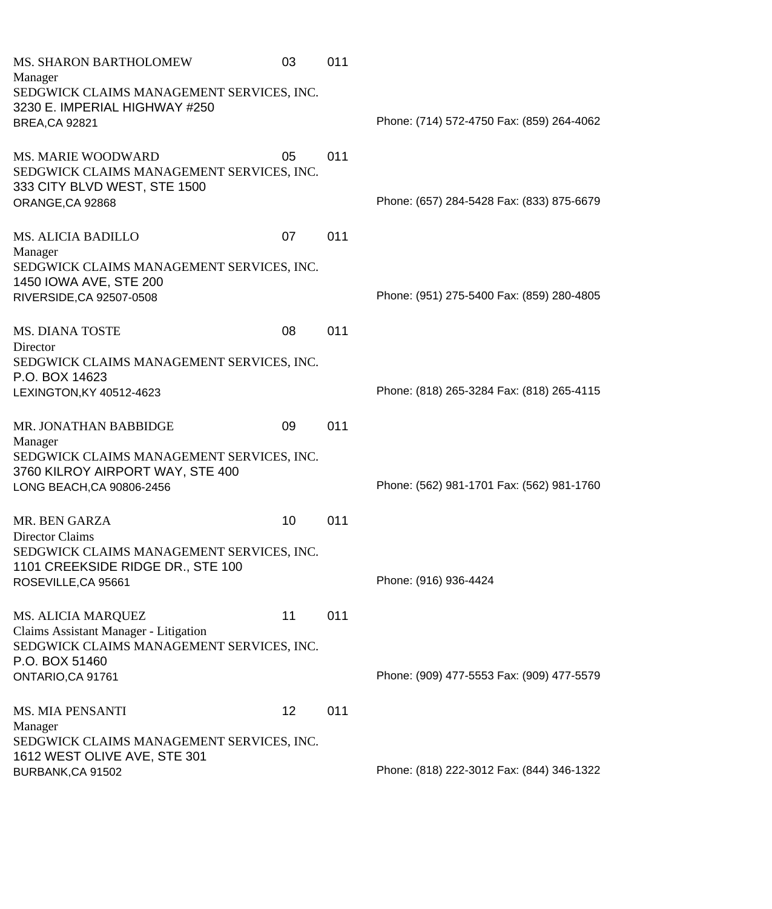MS. SHARON BARTHOLOMEW 03 011
Manager
SEDGWICK CLAIMS MANAGEMENT SERVICES, INC.
3230 E. IMPERIAL HIGHWAY #250
BREA,CA 92821
Phone: (714) 572-4750 Fax: (859) 264-4062

MS. MARIE WOODWARD 05 011
SEDGWICK CLAIMS MANAGEMENT SERVICES, INC.
333 CITY BLVD WEST, STE 1500
ORANGE,CA 92868
Phone: (657) 284-5428 Fax: (833) 875-6679

MS. ALICIA BADILLO 07 011
Manager
SEDGWICK CLAIMS MANAGEMENT SERVICES, INC.
1450 IOWA AVE, STE 200
RIVERSIDE,CA 92507-0508
Phone: (951) 275-5400 Fax: (859) 280-4805

MS. DIANA TOSTE 08 011
Director
SEDGWICK CLAIMS MANAGEMENT SERVICES, INC.
P.O. BOX 14623
LEXINGTON,KY 40512-4623
Phone: (818) 265-3284 Fax: (818) 265-4115

MR. JONATHAN BABBIDGE 09 011
Manager
SEDGWICK CLAIMS MANAGEMENT SERVICES, INC.
3760 KILROY AIRPORT WAY, STE 400
LONG BEACH,CA 90806-2456
Phone: (562) 981-1701 Fax: (562) 981-1760

MR. BEN GARZA 10 011
Director Claims
SEDGWICK CLAIMS MANAGEMENT SERVICES, INC.
1101 CREEKSIDE RIDGE DR., STE 100
ROSEVILLE,CA 95661
Phone: (916) 936-4424

MS. ALICIA MARQUEZ 11 011
Claims Assistant Manager - Litigation
SEDGWICK CLAIMS MANAGEMENT SERVICES, INC.
P.O. BOX 51460
ONTARIO,CA 91761
Phone: (909) 477-5553 Fax: (909) 477-5579

MS. MIA PENSANTI 12 011
Manager
SEDGWICK CLAIMS MANAGEMENT SERVICES, INC.
1612 WEST OLIVE AVE, STE 301
BURBANK,CA 91502
Phone: (818) 222-3012 Fax: (844) 346-1322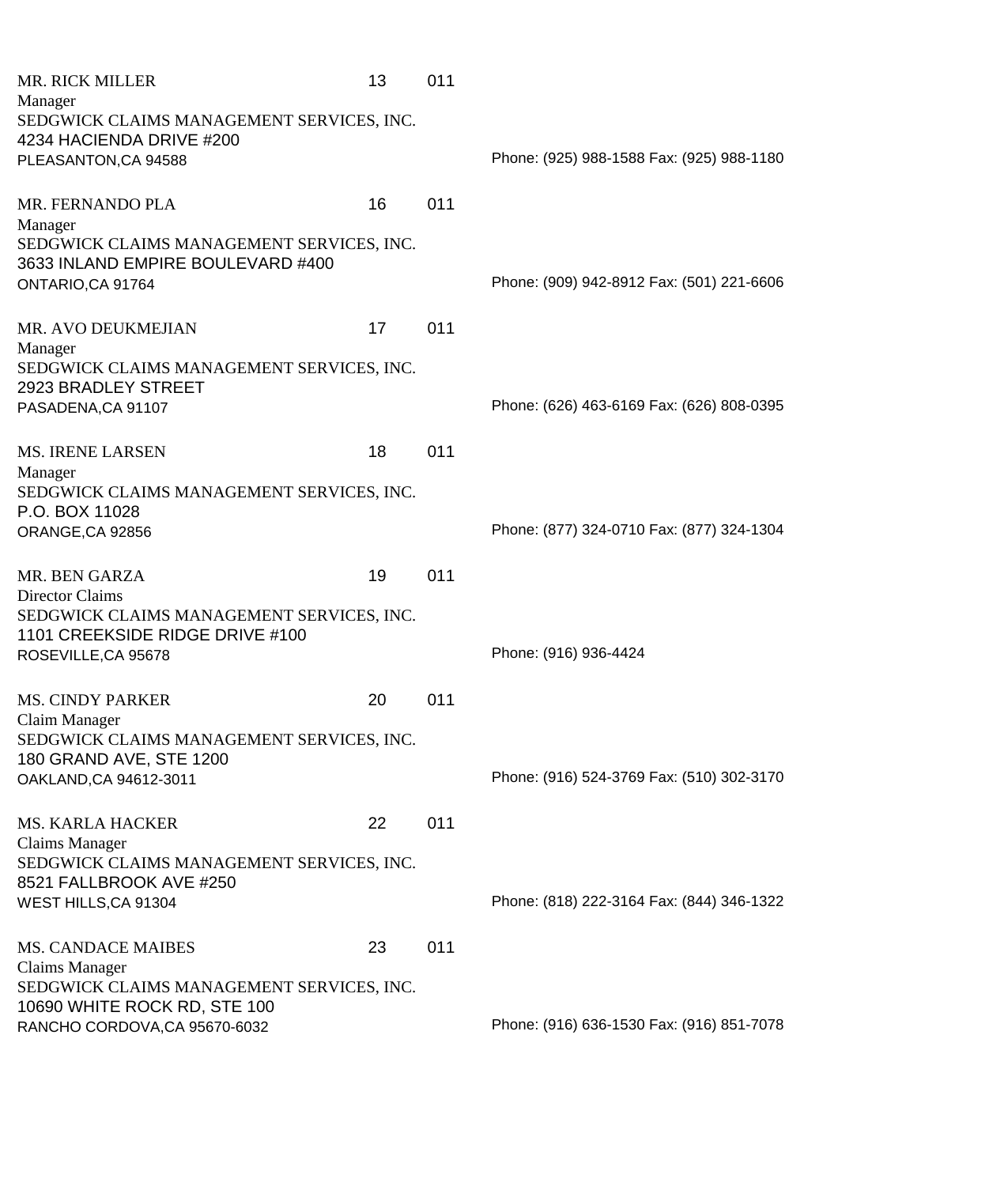MR. RICK MILLER 13 011
Manager
SEDGWICK CLAIMS MANAGEMENT SERVICES, INC.
4234 HACIENDA DRIVE #200
PLEASANTON,CA 94588
Phone: (925) 988-1588 Fax: (925) 988-1180

MR. FERNANDO PLA 16 011
Manager
SEDGWICK CLAIMS MANAGEMENT SERVICES, INC.
3633 INLAND EMPIRE BOULEVARD #400
ONTARIO,CA 91764
Phone: (909) 942-8912 Fax: (501) 221-6606

MR. AVO DEUKMEJIAN 17 011
Manager
SEDGWICK CLAIMS MANAGEMENT SERVICES, INC.
2923 BRADLEY STREET
PASADENA,CA 91107
Phone: (626) 463-6169 Fax: (626) 808-0395

MS. IRENE LARSEN 18 011
Manager
SEDGWICK CLAIMS MANAGEMENT SERVICES, INC.
P.O. BOX 11028
ORANGE,CA 92856
Phone: (877) 324-0710 Fax: (877) 324-1304

MR. BEN GARZA 19 011
Director Claims
SEDGWICK CLAIMS MANAGEMENT SERVICES, INC.
1101 CREEKSIDE RIDGE DRIVE #100
ROSEVILLE,CA 95678
Phone: (916) 936-4424

MS. CINDY PARKER 20 011
Claim Manager
SEDGWICK CLAIMS MANAGEMENT SERVICES, INC.
180 GRAND AVE, STE 1200
OAKLAND,CA 94612-3011
Phone: (916) 524-3769 Fax: (510) 302-3170

MS. KARLA HACKER 22 011
Claims Manager
SEDGWICK CLAIMS MANAGEMENT SERVICES, INC.
8521 FALLBROOK AVE #250
WEST HILLS,CA 91304
Phone: (818) 222-3164 Fax: (844) 346-1322

MS. CANDACE MAIBES 23 011
Claims Manager
SEDGWICK CLAIMS MANAGEMENT SERVICES, INC.
10690 WHITE ROCK RD, STE 100
RANCHO CORDOVA,CA 95670-6032
Phone: (916) 636-1530 Fax: (916) 851-7078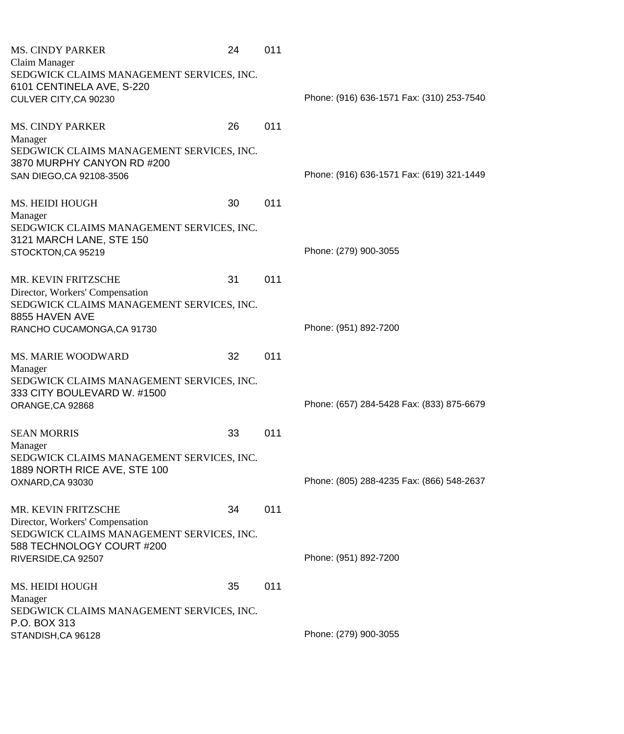MS. CINDY PARKER 24 011
Claim Manager
SEDGWICK CLAIMS MANAGEMENT SERVICES, INC.
6101 CENTINELA AVE, S-220
CULVER CITY,CA 90230
Phone: (916) 636-1571 Fax: (310) 253-7540

MS. CINDY PARKER 26 011
Manager
SEDGWICK CLAIMS MANAGEMENT SERVICES, INC.
3870 MURPHY CANYON RD #200
SAN DIEGO,CA 92108-3506
Phone: (916) 636-1571 Fax: (619) 321-1449

MS. HEIDI HOUGH 30 011
Manager
SEDGWICK CLAIMS MANAGEMENT SERVICES, INC.
3121 MARCH LANE, STE 150
STOCKTON,CA 95219
Phone: (279) 900-3055

MR. KEVIN FRITZSCHE 31 011
Director, Workers' Compensation
SEDGWICK CLAIMS MANAGEMENT SERVICES, INC.
8855 HAVEN AVE
RANCHO CUCAMONGA,CA 91730
Phone: (951) 892-7200

MS. MARIE WOODWARD 32 011
Manager
SEDGWICK CLAIMS MANAGEMENT SERVICES, INC.
333 CITY BOULEVARD W. #1500
ORANGE,CA 92868
Phone: (657) 284-5428 Fax: (833) 875-6679

SEAN MORRIS 33 011
Manager
SEDGWICK CLAIMS MANAGEMENT SERVICES, INC.
1889 NORTH RICE AVE, STE 100
OXNARD,CA 93030
Phone: (805) 288-4235 Fax: (866) 548-2637

MR. KEVIN FRITZSCHE 34 011
Director, Workers' Compensation
SEDGWICK CLAIMS MANAGEMENT SERVICES, INC.
588 TECHNOLOGY COURT #200
RIVERSIDE,CA 92507
Phone: (951) 892-7200

MS. HEIDI HOUGH 35 011
Manager
SEDGWICK CLAIMS MANAGEMENT SERVICES, INC.
P.O. BOX 313
STANDISH,CA 96128
Phone: (279) 900-3055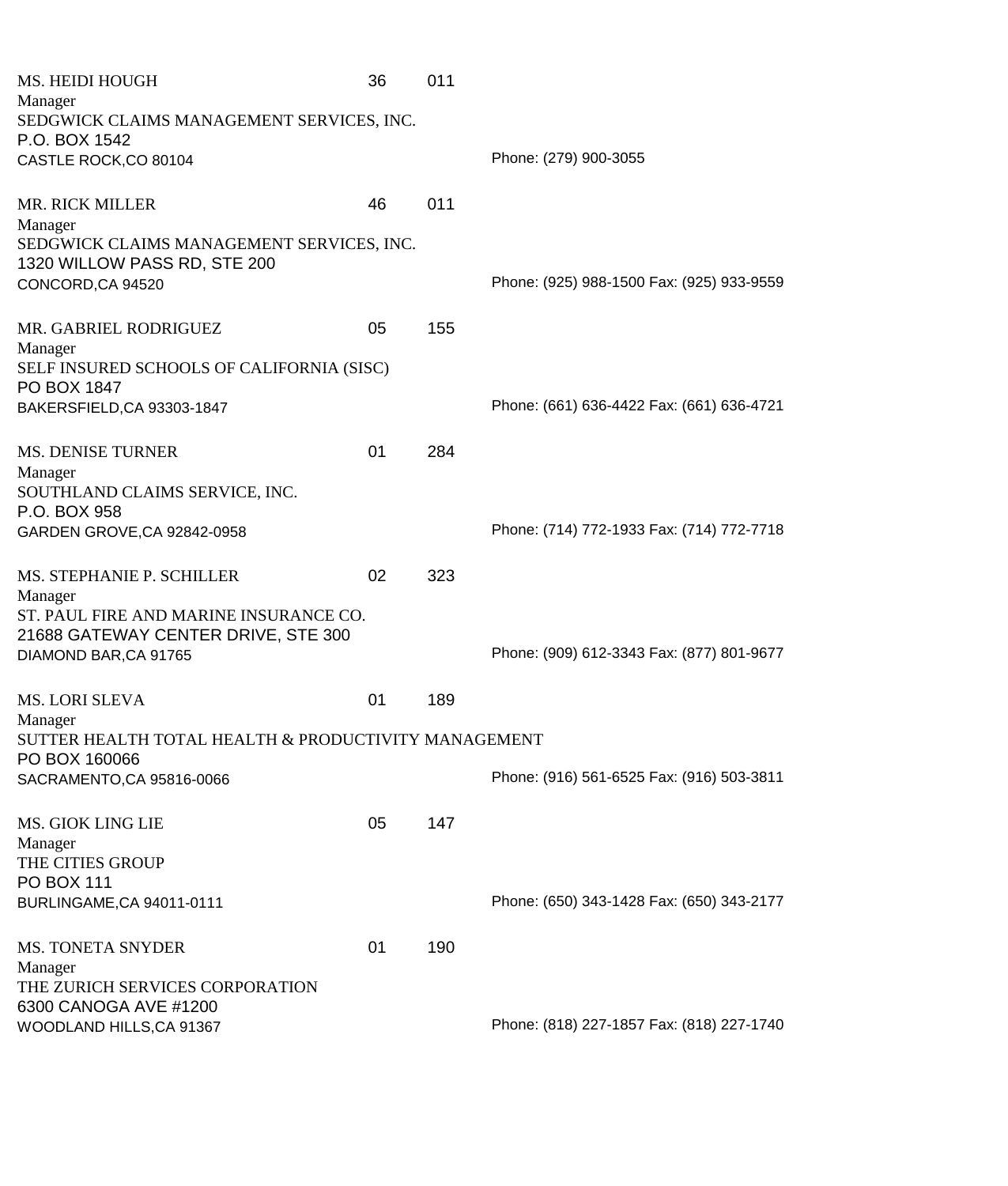MS. HEIDI HOUGH 36 011
Manager
SEDGWICK CLAIMS MANAGEMENT SERVICES, INC.
P.O. BOX 1542
CASTLE ROCK,CO 80104
Phone: (279) 900-3055

MR. RICK MILLER 46 011
Manager
SEDGWICK CLAIMS MANAGEMENT SERVICES, INC.
1320 WILLOW PASS RD, STE 200
CONCORD,CA 94520
Phone: (925) 988-1500 Fax: (925) 933-9559

MR. GABRIEL RODRIGUEZ 05 155
Manager
SELF INSURED SCHOOLS OF CALIFORNIA (SISC)
PO BOX 1847
BAKERSFIELD,CA 93303-1847
Phone: (661) 636-4422 Fax: (661) 636-4721

MS. DENISE TURNER 01 284
Manager
SOUTHLAND CLAIMS SERVICE, INC.
P.O. BOX 958
GARDEN GROVE,CA 92842-0958
Phone: (714) 772-1933 Fax: (714) 772-7718

MS. STEPHANIE P. SCHILLER 02 323
Manager
ST. PAUL FIRE AND MARINE INSURANCE CO.
21688 GATEWAY CENTER DRIVE, STE 300
DIAMOND BAR,CA 91765
Phone: (909) 612-3343 Fax: (877) 801-9677

MS. LORI SLEVA 01 189
Manager
SUTTER HEALTH TOTAL HEALTH & PRODUCTIVITY MANAGEMENT
PO BOX 160066
SACRAMENTO,CA 95816-0066
Phone: (916) 561-6525 Fax: (916) 503-3811

MS. GIOK LING LIE 05 147
Manager
THE CITIES GROUP
PO BOX 111
BURLINGAME,CA 94011-0111
Phone: (650) 343-1428 Fax: (650) 343-2177

MS. TONETA SNYDER 01 190
Manager
THE ZURICH SERVICES CORPORATION
6300 CANOGA AVE #1200
WOODLAND HILLS,CA 91367
Phone: (818) 227-1857 Fax: (818) 227-1740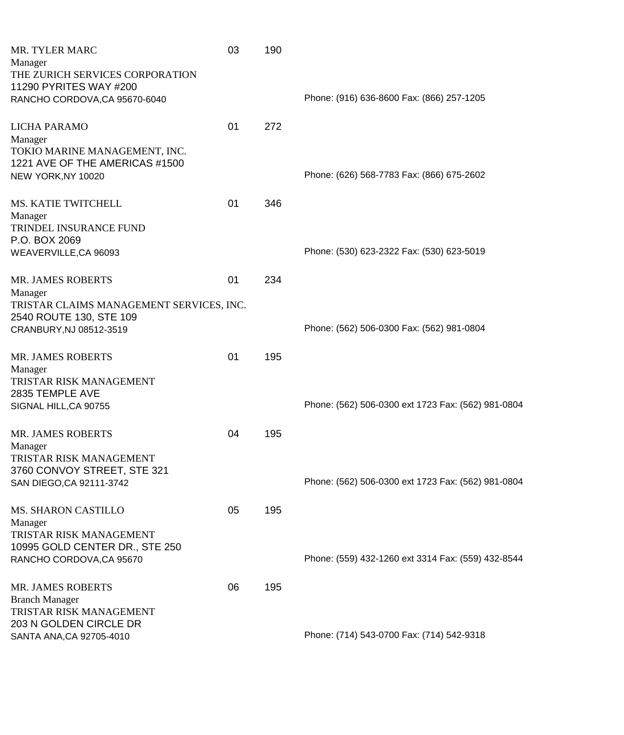MR. TYLER MARC 03 190
Manager
THE ZURICH SERVICES CORPORATION
11290 PYRITES WAY #200
RANCHO CORDOVA,CA 95670-6040
Phone: (916) 636-8600 Fax: (866) 257-1205

LICHA PARAMO 01 272
Manager
TOKIO MARINE MANAGEMENT, INC.
1221 AVE OF THE AMERICAS #1500
NEW YORK,NY 10020
Phone: (626) 568-7783 Fax: (866) 675-2602

MS. KATIE TWITCHELL 01 346
Manager
TRINDEL INSURANCE FUND
P.O. BOX 2069
WEAVERVILLE,CA 96093
Phone: (530) 623-2322 Fax: (530) 623-5019

MR. JAMES ROBERTS 01 234
Manager
TRISTAR CLAIMS MANAGEMENT SERVICES, INC.
2540 ROUTE 130, STE 109
CRANBURY,NJ 08512-3519
Phone: (562) 506-0300 Fax: (562) 981-0804

MR. JAMES ROBERTS 01 195
Manager
TRISTAR RISK MANAGEMENT
2835 TEMPLE AVE
SIGNAL HILL,CA 90755
Phone: (562) 506-0300 ext 1723 Fax: (562) 981-0804

MR. JAMES ROBERTS 04 195
Manager
TRISTAR RISK MANAGEMENT
3760 CONVOY STREET, STE 321
SAN DIEGO,CA 92111-3742
Phone: (562) 506-0300 ext 1723 Fax: (562) 981-0804

MS. SHARON CASTILLO 05 195
Manager
TRISTAR RISK MANAGEMENT
10995 GOLD CENTER DR., STE 250
RANCHO CORDOVA,CA 95670
Phone: (559) 432-1260 ext 3314 Fax: (559) 432-8544

MR. JAMES ROBERTS 06 195
Branch Manager
TRISTAR RISK MANAGEMENT
203 N GOLDEN CIRCLE DR
SANTA ANA,CA 92705-4010
Phone: (714) 543-0700 Fax: (714) 542-9318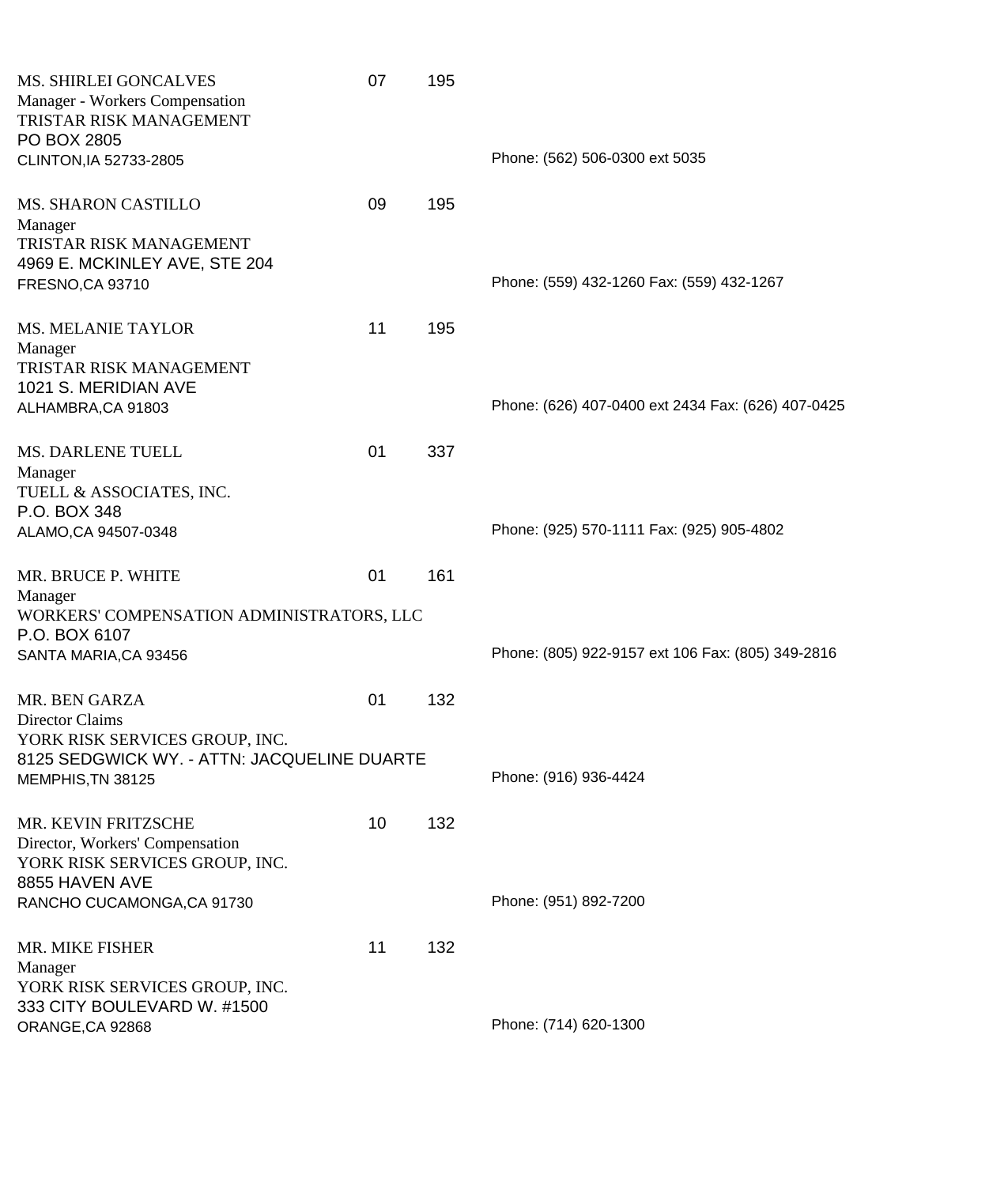MS. SHIRLEI GONCALVES | 07 | 195
Manager - Workers Compensation
TRISTAR RISK MANAGEMENT
PO BOX 2805
CLINTON,IA 52733-2805
Phone: (562) 506-0300 ext 5035

MS. SHARON CASTILLO | 09 | 195
Manager
TRISTAR RISK MANAGEMENT
4969 E. MCKINLEY AVE, STE 204
FRESNO,CA 93710
Phone: (559) 432-1260 Fax: (559) 432-1267

MS. MELANIE TAYLOR | 11 | 195
Manager
TRISTAR RISK MANAGEMENT
1021 S. MERIDIAN AVE
ALHAMBRA,CA 91803
Phone: (626) 407-0400 ext 2434 Fax: (626) 407-0425

MS. DARLENE TUELL | 01 | 337
Manager
TUELL & ASSOCIATES, INC.
P.O. BOX 348
ALAMO,CA 94507-0348
Phone: (925) 570-1111 Fax: (925) 905-4802

MR. BRUCE P. WHITE | 01 | 161
Manager
WORKERS' COMPENSATION ADMINISTRATORS, LLC
P.O. BOX 6107
SANTA MARIA,CA 93456
Phone: (805) 922-9157 ext 106 Fax: (805) 349-2816

MR. BEN GARZA | 01 | 132
Director Claims
YORK RISK SERVICES GROUP, INC.
8125 SEDGWICK WY. - ATTN: JACQUELINE DUARTE
MEMPHIS,TN 38125
Phone: (916) 936-4424

MR. KEVIN FRITZSCHE | 10 | 132
Director, Workers' Compensation
YORK RISK SERVICES GROUP, INC.
8855 HAVEN AVE
RANCHO CUCAMONGA,CA 91730
Phone: (951) 892-7200

MR. MIKE FISHER | 11 | 132
Manager
YORK RISK SERVICES GROUP, INC.
333 CITY BOULEVARD W. #1500
ORANGE,CA 92868
Phone: (714) 620-1300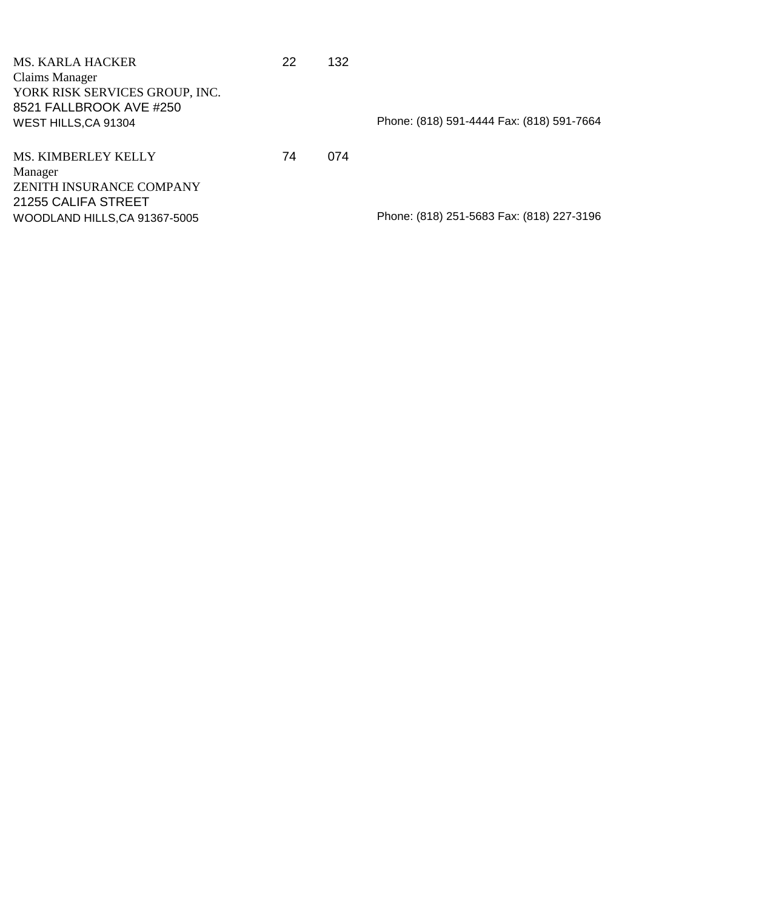MS. KARLA HACKER 22 132
Claims Manager
YORK RISK SERVICES GROUP, INC.
8521 FALLBROOK AVE #250
WEST HILLS,CA 91304 Phone: (818) 591-4444 Fax: (818) 591-7664

MS. KIMBERLEY KELLY 74 074
Manager
ZENITH INSURANCE COMPANY
21255 CALIFA STREET
WOODLAND HILLS,CA 91367-5005 Phone: (818) 251-5683 Fax: (818) 227-3196